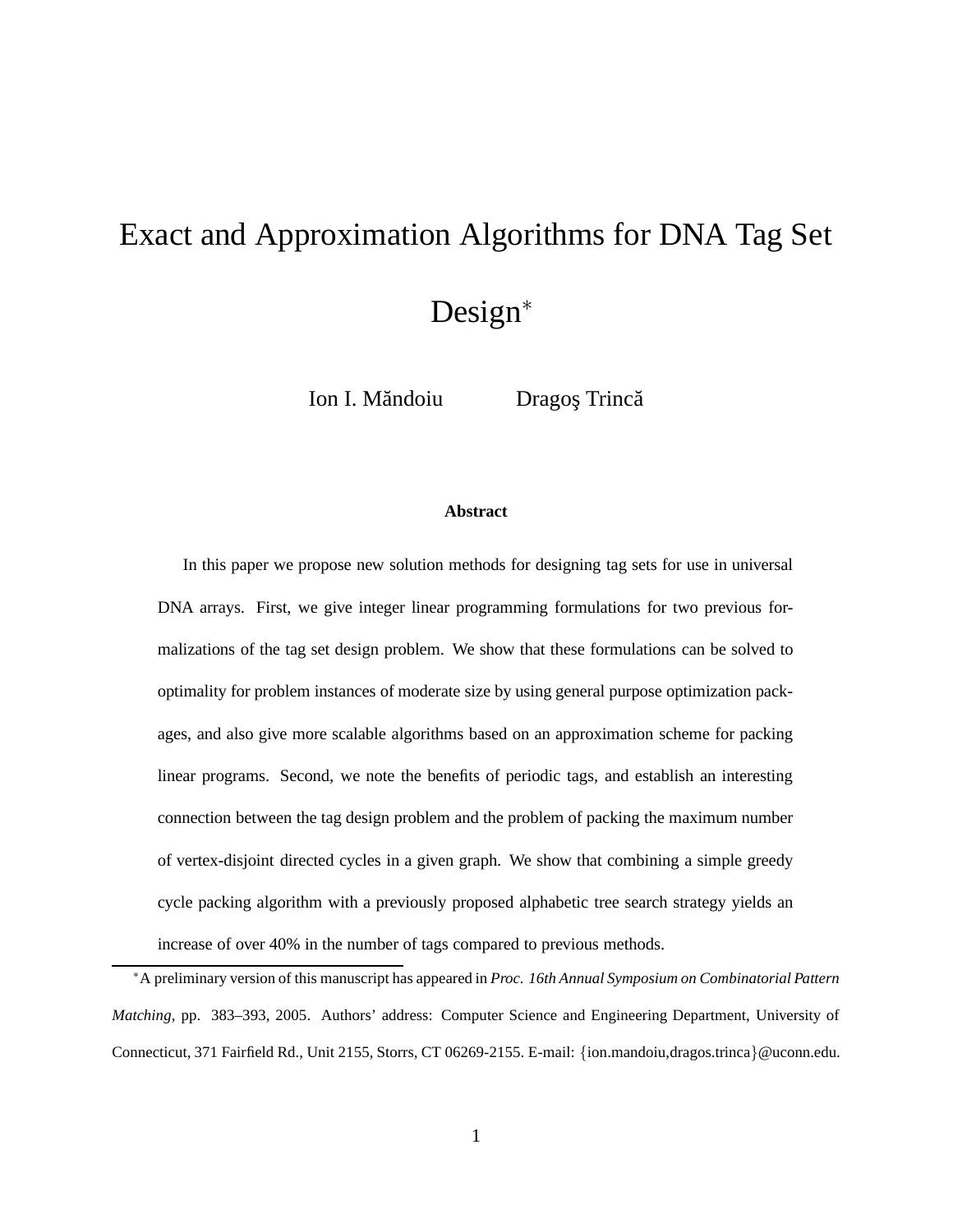# Exact and Approximation Algorithms for DNA Tag Set Design*

Ion I. Măndoiu    Dragoş Trincă

**Abstract**

In this paper we propose new solution methods for designing tag sets for use in universal DNA arrays. First, we give integer linear programming formulations for two previous formalizations of the tag set design problem. We show that these formulations can be solved to optimality for problem instances of moderate size by using general purpose optimization packages, and also give more scalable algorithms based on an approximation scheme for packing linear programs. Second, we note the benefits of periodic tags, and establish an interesting connection between the tag design problem and the problem of packing the maximum number of vertex-disjoint directed cycles in a given graph. We show that combining a simple greedy cycle packing algorithm with a previously proposed alphabetic tree search strategy yields an increase of over 40% in the number of tags compared to previous methods.

---

*A preliminary version of this manuscript has appeared in *Proc. 16th Annual Symposium on Combinatorial Pattern Matching*, pp. 383–393, 2005. Authors' address: Computer Science and Engineering Department, University of Connecticut, 371 Fairfield Rd., Unit 2155, Storrs, CT 06269-2155. E-mail: {ion.mandoiu,dragos.trinca}@uconn.edu.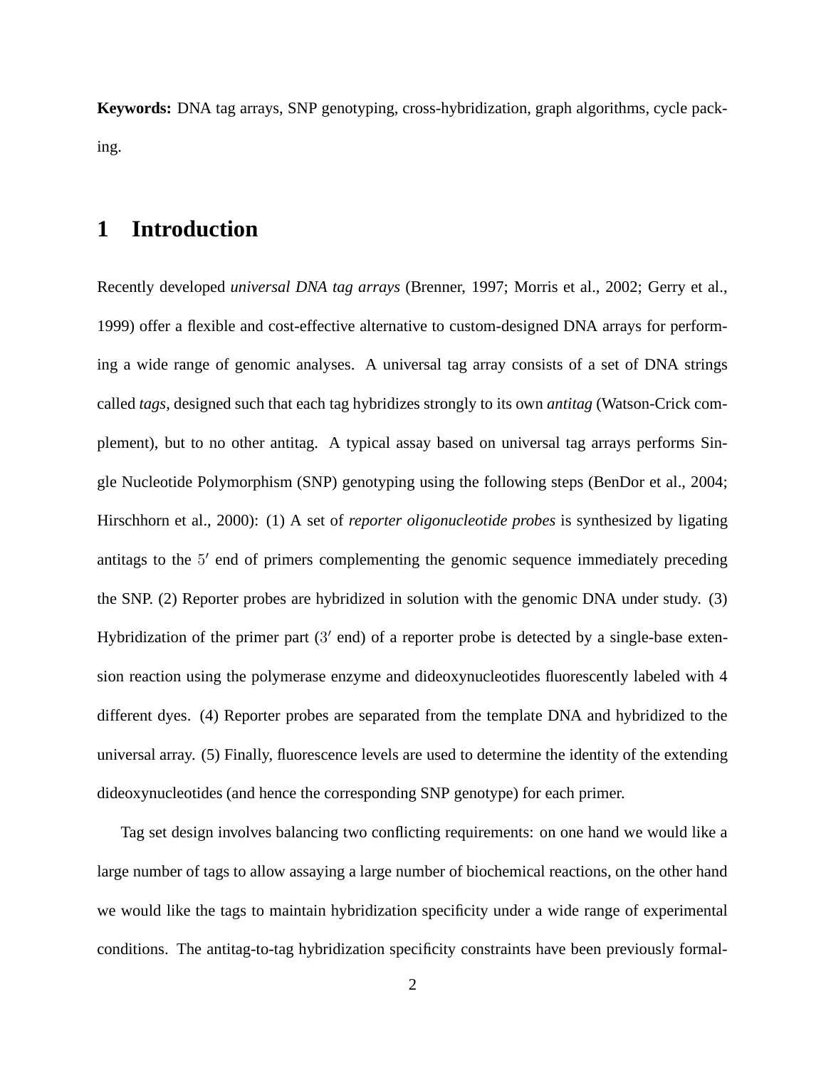**Keywords:** DNA tag arrays, SNP genotyping, cross-hybridization, graph algorithms, cycle packing.

# 1 Introduction

Recently developed *universal DNA tag arrays* (Brenner, 1997; Morris et al., 2002; Gerry et al., 1999) offer a flexible and cost-effective alternative to custom-designed DNA arrays for performing a wide range of genomic analyses. A universal tag array consists of a set of DNA strings called *tags*, designed such that each tag hybridizes strongly to its own *antitag* (Watson-Crick complement), but to no other antitag. A typical assay based on universal tag arrays performs Single Nucleotide Polymorphism (SNP) genotyping using the following steps (BenDor et al., 2004; Hirschhorn et al., 2000): (1) A set of *reporter oligonucleotide probes* is synthesized by ligating antitags to the $5'$ end of primers complementing the genomic sequence immediately preceding the SNP. (2) Reporter probes are hybridized in solution with the genomic DNA under study. (3) Hybridization of the primer part ($3'$ end) of a reporter probe is detected by a single-base extension reaction using the polymerase enzyme and dideoxynucleotides fluorescently labeled with 4 different dyes. (4) Reporter probes are separated from the template DNA and hybridized to the universal array. (5) Finally, fluorescence levels are used to determine the identity of the extending dideoxynucleotides (and hence the corresponding SNP genotype) for each primer.

Tag set design involves balancing two conflicting requirements: on one hand we would like a large number of tags to allow assaying a large number of biochemical reactions, on the other hand we would like the tags to maintain hybridization specificity under a wide range of experimental conditions. The antitag-to-tag hybridization specificity constraints have been previously formal-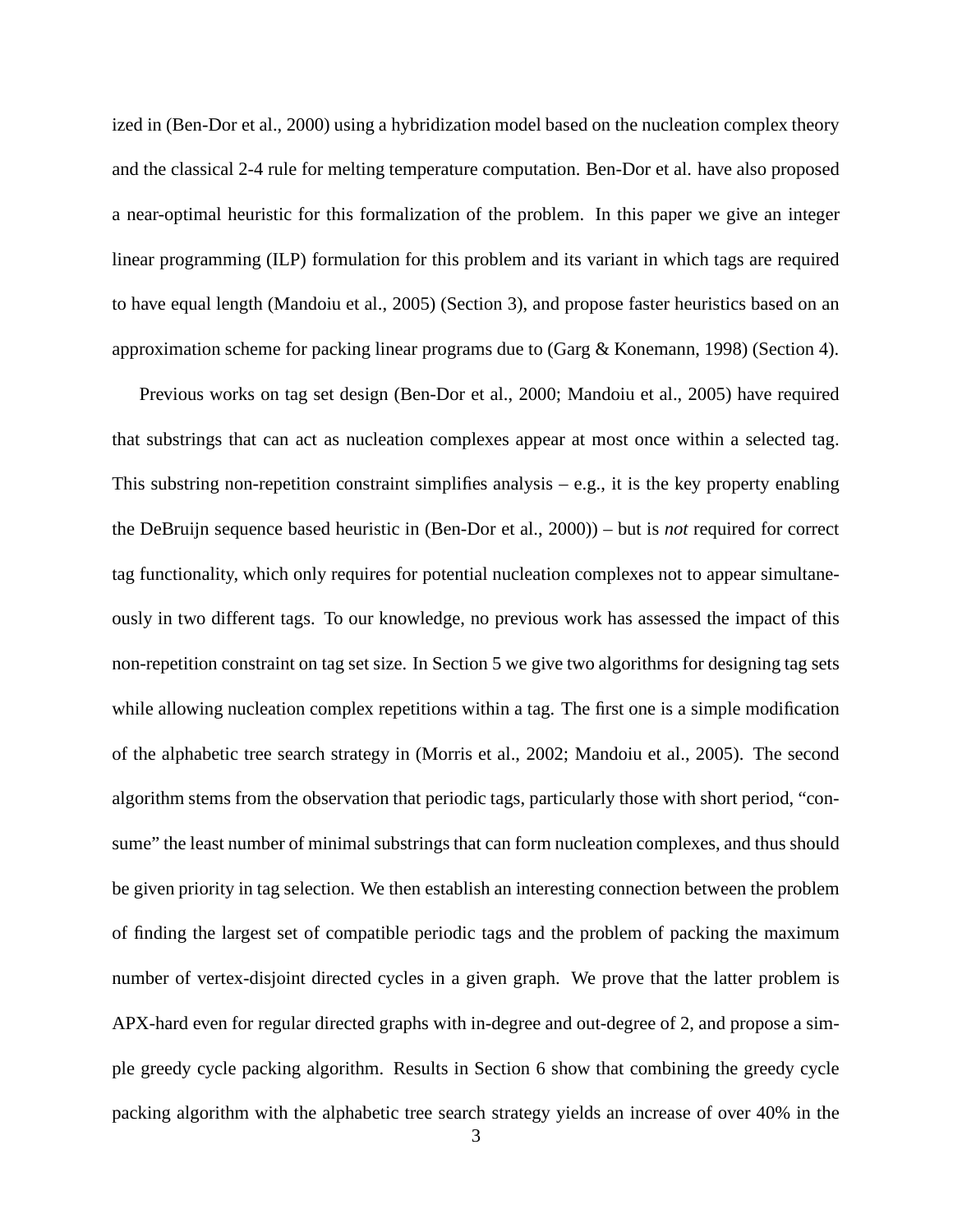ized in (Ben-Dor et al., 2000) using a hybridization model based on the nucleation complex theory and the classical 2-4 rule for melting temperature computation. Ben-Dor et al. have also proposed a near-optimal heuristic for this formalization of the problem. In this paper we give an integer linear programming (ILP) formulation for this problem and its variant in which tags are required to have equal length (Mandoiu et al., 2005) (Section 3), and propose faster heuristics based on an approximation scheme for packing linear programs due to (Garg & Konemann, 1998) (Section 4).

Previous works on tag set design (Ben-Dor et al., 2000; Mandoiu et al., 2005) have required that substrings that can act as nucleation complexes appear at most once within a selected tag. This substring non-repetition constraint simplifies analysis – e.g., it is the key property enabling the DeBruijn sequence based heuristic in (Ben-Dor et al., 2000)) – but is *not* required for correct tag functionality, which only requires for potential nucleation complexes not to appear simultaneously in two different tags. To our knowledge, no previous work has assessed the impact of this non-repetition constraint on tag set size. In Section 5 we give two algorithms for designing tag sets while allowing nucleation complex repetitions within a tag. The first one is a simple modification of the alphabetic tree search strategy in (Morris et al., 2002; Mandoiu et al., 2005). The second algorithm stems from the observation that periodic tags, particularly those with short period, "consume" the least number of minimal substrings that can form nucleation complexes, and thus should be given priority in tag selection. We then establish an interesting connection between the problem of finding the largest set of compatible periodic tags and the problem of packing the maximum number of vertex-disjoint directed cycles in a given graph. We prove that the latter problem is APX-hard even for regular directed graphs with in-degree and out-degree of 2, and propose a simple greedy cycle packing algorithm. Results in Section 6 show that combining the greedy cycle packing algorithm with the alphabetic tree search strategy yields an increase of over 40% in the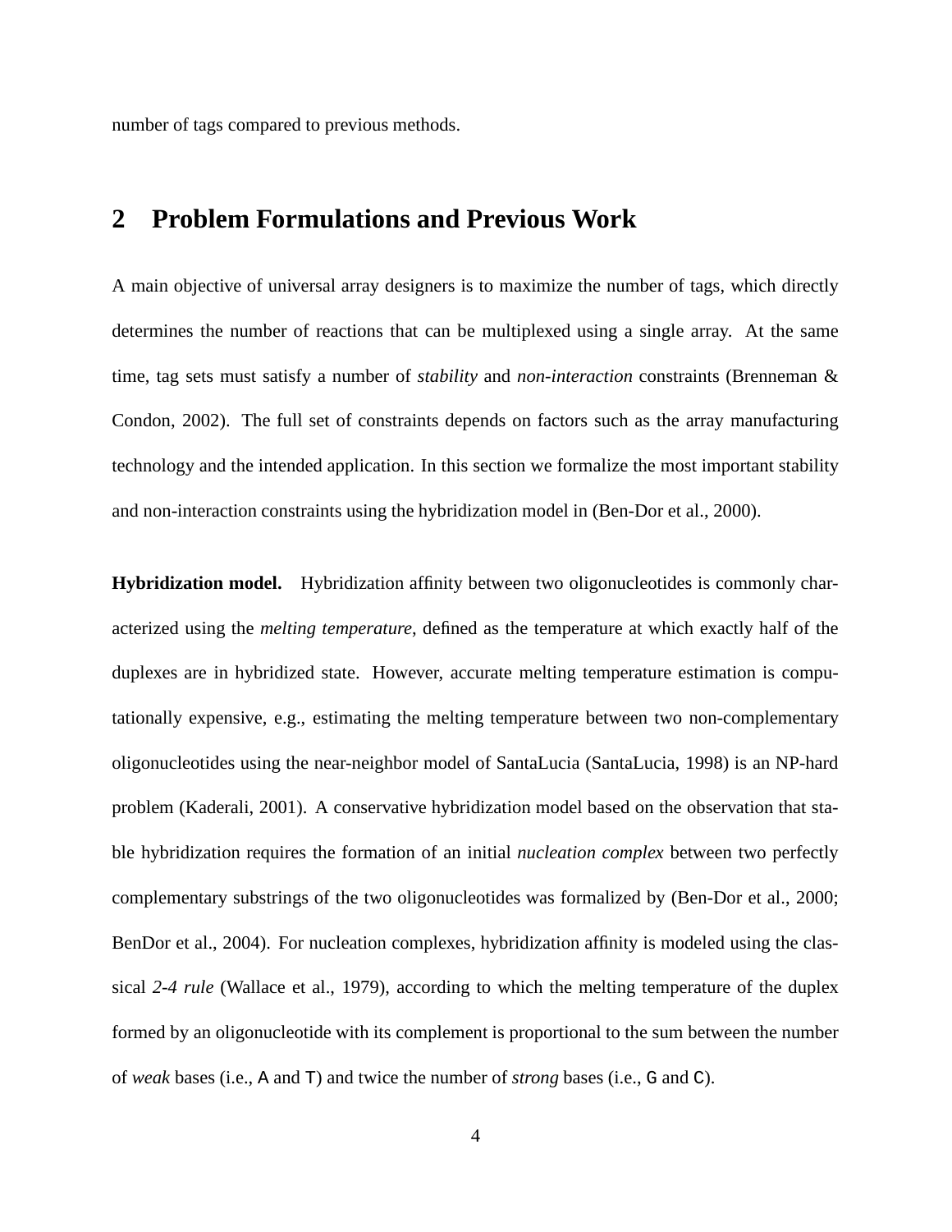number of tags compared to previous methods.

## 2 Problem Formulations and Previous Work

A main objective of universal array designers is to maximize the number of tags, which directly determines the number of reactions that can be multiplexed using a single array. At the same time, tag sets must satisfy a number of *stability* and *non-interaction* constraints (Brenneman & Condon, 2002). The full set of constraints depends on factors such as the array manufacturing technology and the intended application. In this section we formalize the most important stability and non-interaction constraints using the hybridization model in (Ben-Dor et al., 2000).

**Hybridization model.** Hybridization affinity between two oligonucleotides is commonly characterized using the *melting temperature*, defined as the temperature at which exactly half of the duplexes are in hybridized state. However, accurate melting temperature estimation is computationally expensive, e.g., estimating the melting temperature between two non-complementary oligonucleotides using the near-neighbor model of SantaLucia (SantaLucia, 1998) is an NP-hard problem (Kaderali, 2001). A conservative hybridization model based on the observation that stable hybridization requires the formation of an initial *nucleation complex* between two perfectly complementary substrings of the two oligonucleotides was formalized by (Ben-Dor et al., 2000; BenDor et al., 2004). For nucleation complexes, hybridization affinity is modeled using the classical *2-4 rule* (Wallace et al., 1979), according to which the melting temperature of the duplex formed by an oligonucleotide with its complement is proportional to the sum between the number of *weak* bases (i.e., A and T) and twice the number of *strong* bases (i.e., G and C).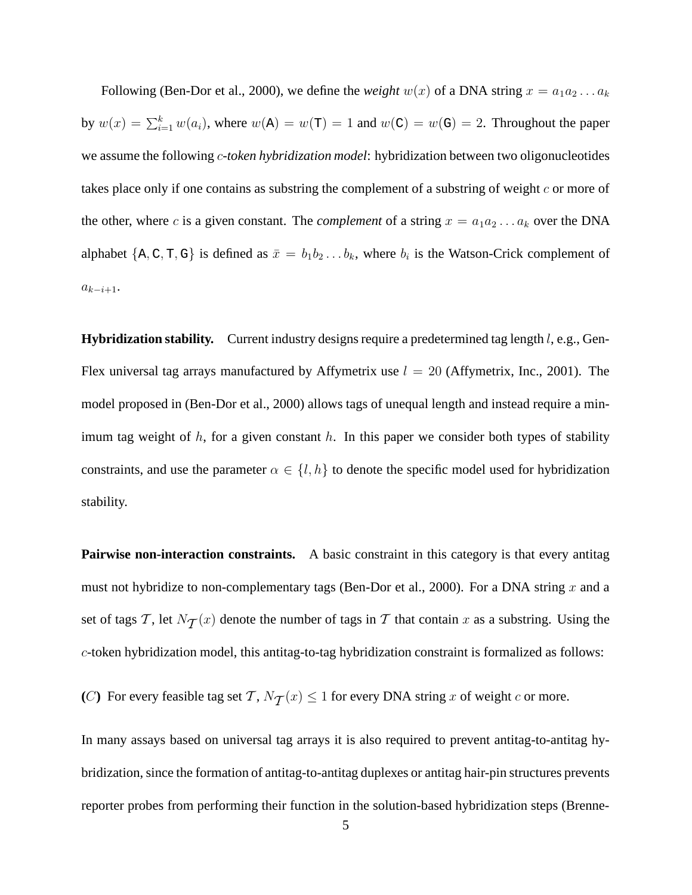Following (Ben-Dor et al., 2000), we define the *weight* $w(x)$ of a DNA string $x = a_1 a_2 \ldots a_k$ by $w(x) = \sum_{i=1}^{k} w(a_i)$, where $w(\mathsf{A}) = w(\mathsf{T}) = 1$ and $w(\mathsf{C}) = w(\mathsf{G}) = 2$. Throughout the paper we assume the following $c$*-token hybridization model*: hybridization between two oligonucleotides takes place only if one contains as substring the complement of a substring of weight $c$ or more of the other, where $c$ is a given constant. The *complement* of a string $x = a_1 a_2 \ldots a_k$ over the DNA alphabet $\{\mathsf{A}, \mathsf{C}, \mathsf{T}, \mathsf{G}\}$ is defined as $\bar{x} = b_1 b_2 \ldots b_k$, where $b_i$ is the Watson-Crick complement of $a_{k-i+1}$.

**Hybridization stability.** Current industry designs require a predetermined tag length $l$, e.g., GenFlex universal tag arrays manufactured by Affymetrix use $l = 20$ (Affymetrix, Inc., 2001). The model proposed in (Ben-Dor et al., 2000) allows tags of unequal length and instead require a minimum tag weight of $h$, for a given constant $h$. In this paper we consider both types of stability constraints, and use the parameter $\alpha \in \{l, h\}$ to denote the specific model used for hybridization stability.

**Pairwise non-interaction constraints.** A basic constraint in this category is that every antitag must not hybridize to non-complementary tags (Ben-Dor et al., 2000). For a DNA string $x$ and a set of tags $\mathcal{T}$, let $N_{\mathcal{T}}(x)$ denote the number of tags in $\mathcal{T}$ that contain $x$ as a substring. Using the $c$-token hybridization model, this antitag-to-tag hybridization constraint is formalized as follows:

**($C$)** For every feasible tag set $\mathcal{T}$, $N_{\mathcal{T}}(x) \leq 1$ for every DNA string $x$ of weight $c$ or more.

In many assays based on universal tag arrays it is also required to prevent antitag-to-antitag hybridization, since the formation of antitag-to-antitag duplexes or antitag hair-pin structures prevents reporter probes from performing their function in the solution-based hybridization steps (Brenne-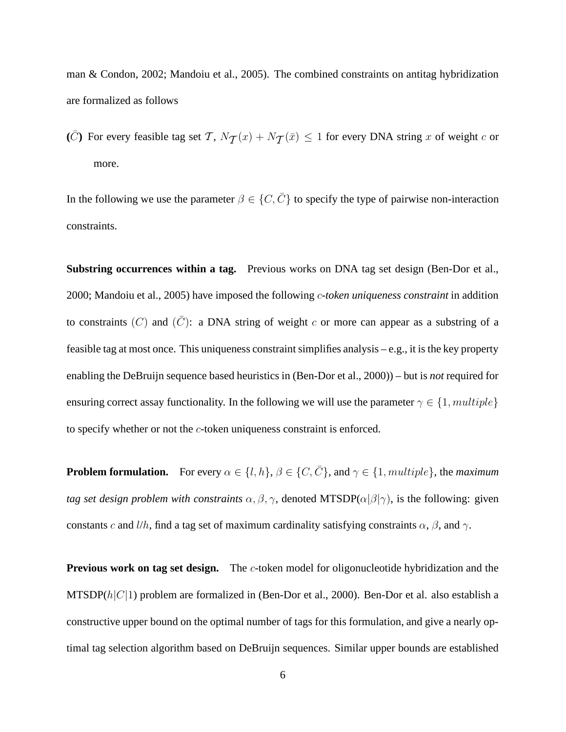man & Condon, 2002; Mandoiu et al., 2005). The combined constraints on antitag hybridization are formalized as follows

**($\bar{C}$)** For every feasible tag set $\mathcal{T}$, $N_{\mathcal{T}}(x) + N_{\mathcal{T}}(\bar{x}) \leq 1$ for every DNA string $x$ of weight $c$ or more.

In the following we use the parameter $\beta \in \{C, \bar{C}\}$ to specify the type of pairwise non-interaction constraints.

**Substring occurrences within a tag.** Previous works on DNA tag set design (Ben-Dor et al., 2000; Mandoiu et al., 2005) have imposed the following *$c$-token uniqueness constraint* in addition to constraints $(C)$ and $(\bar{C})$: a DNA string of weight $c$ or more can appear as a substring of a feasible tag at most once. This uniqueness constraint simplifies analysis – e.g., it is the key property enabling the DeBruijn sequence based heuristics in (Ben-Dor et al., 2000)) – but is *not* required for ensuring correct assay functionality. In the following we will use the parameter $\gamma \in \{1, multiple\}$ to specify whether or not the $c$-token uniqueness constraint is enforced.

**Problem formulation.** For every $\alpha \in \{l, h\}$, $\beta \in \{C, \bar{C}\}$, and $\gamma \in \{1, multiple\}$, the *maximum tag set design problem with constraints* $\alpha, \beta, \gamma$, denoted MTSDP($\alpha|\beta|\gamma$), is the following: given constants $c$ and $l/h$, find a tag set of maximum cardinality satisfying constraints $\alpha$, $\beta$, and $\gamma$.

**Previous work on tag set design.** The $c$-token model for oligonucleotide hybridization and the MTSDP($h|C|1$) problem are formalized in (Ben-Dor et al., 2000). Ben-Dor et al. also establish a constructive upper bound on the optimal number of tags for this formulation, and give a nearly optimal tag selection algorithm based on DeBruijn sequences. Similar upper bounds are established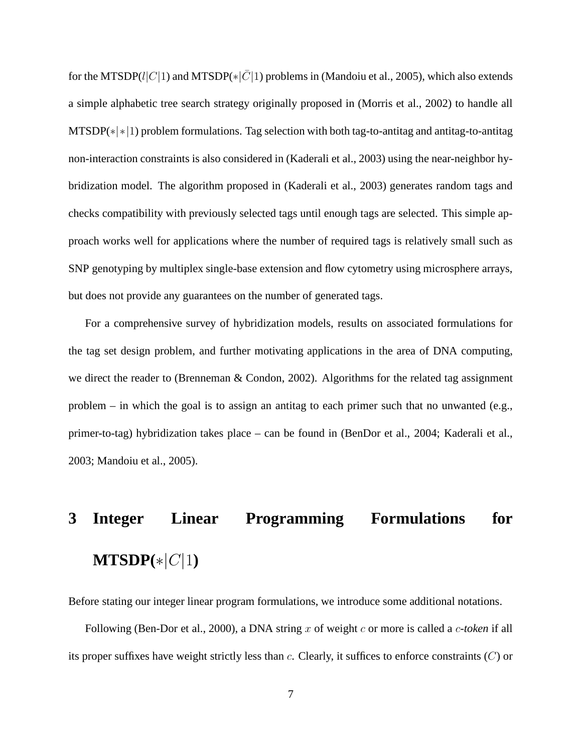for the MTSDP($l|C|1$) and MTSDP($*|\bar{C}|1$) problems in (Mandoiu et al., 2005), which also extends a simple alphabetic tree search strategy originally proposed in (Morris et al., 2002) to handle all MTSDP($*|*|1$) problem formulations. Tag selection with both tag-to-antitag and antitag-to-antitag non-interaction constraints is also considered in (Kaderali et al., 2003) using the near-neighbor hybridization model. The algorithm proposed in (Kaderali et al., 2003) generates random tags and checks compatibility with previously selected tags until enough tags are selected. This simple approach works well for applications where the number of required tags is relatively small such as SNP genotyping by multiplex single-base extension and flow cytometry using microsphere arrays, but does not provide any guarantees on the number of generated tags.

For a comprehensive survey of hybridization models, results on associated formulations for the tag set design problem, and further motivating applications in the area of DNA computing, we direct the reader to (Brenneman & Condon, 2002). Algorithms for the related tag assignment problem – in which the goal is to assign an antitag to each primer such that no unwanted (e.g., primer-to-tag) hybridization takes place – can be found in (BenDor et al., 2004; Kaderali et al., 2003; Mandoiu et al., 2005).

# 3 Integer Linear Programming Formulations for MTSDP($*|C|1$)

Before stating our integer linear program formulations, we introduce some additional notations.

Following (Ben-Dor et al., 2000), a DNA string $x$ of weight $c$ or more is called a *$c$-token* if all its proper suffixes have weight strictly less than $c$. Clearly, it suffices to enforce constraints ($C$) or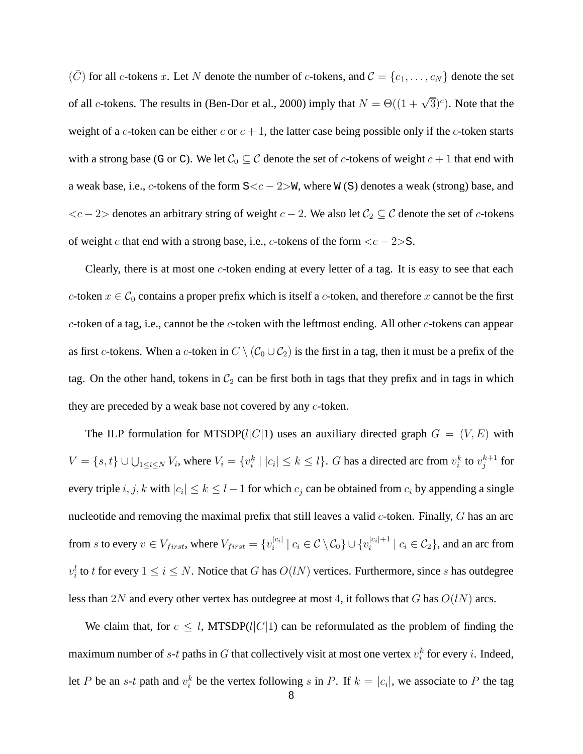$(\bar{C})$ for all $c$-tokens $x$. Let $N$ denote the number of $c$-tokens, and $\mathcal{C} = \{c_1, \ldots, c_N\}$ denote the set of all $c$-tokens. The results in (Ben-Dor et al., 2000) imply that $N = \Theta((1+\sqrt{3})^c)$. Note that the weight of a $c$-token can be either $c$ or $c+1$, the latter case being possible only if the $c$-token starts with a strong base (G or C). We let $\mathcal{C}_0 \subseteq \mathcal{C}$ denote the set of $c$-tokens of weight $c+1$ that end with a weak base, i.e., $c$-tokens of the form S$<c-2>$W, where W (S) denotes a weak (strong) base, and $<c-2>$ denotes an arbitrary string of weight $c-2$. We also let $\mathcal{C}_2 \subseteq \mathcal{C}$ denote the set of $c$-tokens of weight $c$ that end with a strong base, i.e., $c$-tokens of the form $<c-2>$S.

Clearly, there is at most one $c$-token ending at every letter of a tag. It is easy to see that each $c$-token $x \in \mathcal{C}_0$ contains a proper prefix which is itself a $c$-token, and therefore $x$ cannot be the first $c$-token of a tag, i.e., cannot be the $c$-token with the leftmost ending. All other $c$-tokens can appear as first $c$-tokens. When a $c$-token in $C \setminus (\mathcal{C}_0 \cup \mathcal{C}_2)$ is the first in a tag, then it must be a prefix of the tag. On the other hand, tokens in $\mathcal{C}_2$ can be first both in tags that they prefix and in tags in which they are preceded by a weak base not covered by any $c$-token.

The ILP formulation for MTSDP($l|C|1$) uses an auxiliary directed graph $G = (V, E)$ with $V = \{s, t\} \cup \bigcup_{1 \le i \le N} V_i$, where $V_i = \{v_i^k \mid |c_i| \le k \le l\}$. $G$ has a directed arc from $v_i^k$ to $v_j^{k+1}$ for every triple $i, j, k$ with $|c_i| \le k \le l-1$ for which $c_j$ can be obtained from $c_i$ by appending a single nucleotide and removing the maximal prefix that still leaves a valid $c$-token. Finally, $G$ has an arc from $s$ to every $v \in V_{first}$, where $V_{first} = \{v_i^{|c_i|} \mid c_i \in \mathcal{C} \setminus \mathcal{C}_0\} \cup \{v_i^{|c_i|+1} \mid c_i \in \mathcal{C}_2\}$, and an arc from $v_i^l$ to $t$ for every $1 \le i \le N$. Notice that $G$ has $O(lN)$ vertices. Furthermore, since $s$ has outdegree less than $2N$ and every other vertex has outdegree at most 4, it follows that $G$ has $O(lN)$ arcs.

We claim that, for $c \le l$, MTSDP($l|C|1$) can be reformulated as the problem of finding the maximum number of $s$-$t$ paths in $G$ that collectively visit at most one vertex $v_i^k$ for every $i$. Indeed, let $P$ be an $s$-$t$ path and $v_i^k$ be the vertex following $s$ in $P$. If $k = |c_i|$, we associate to $P$ the tag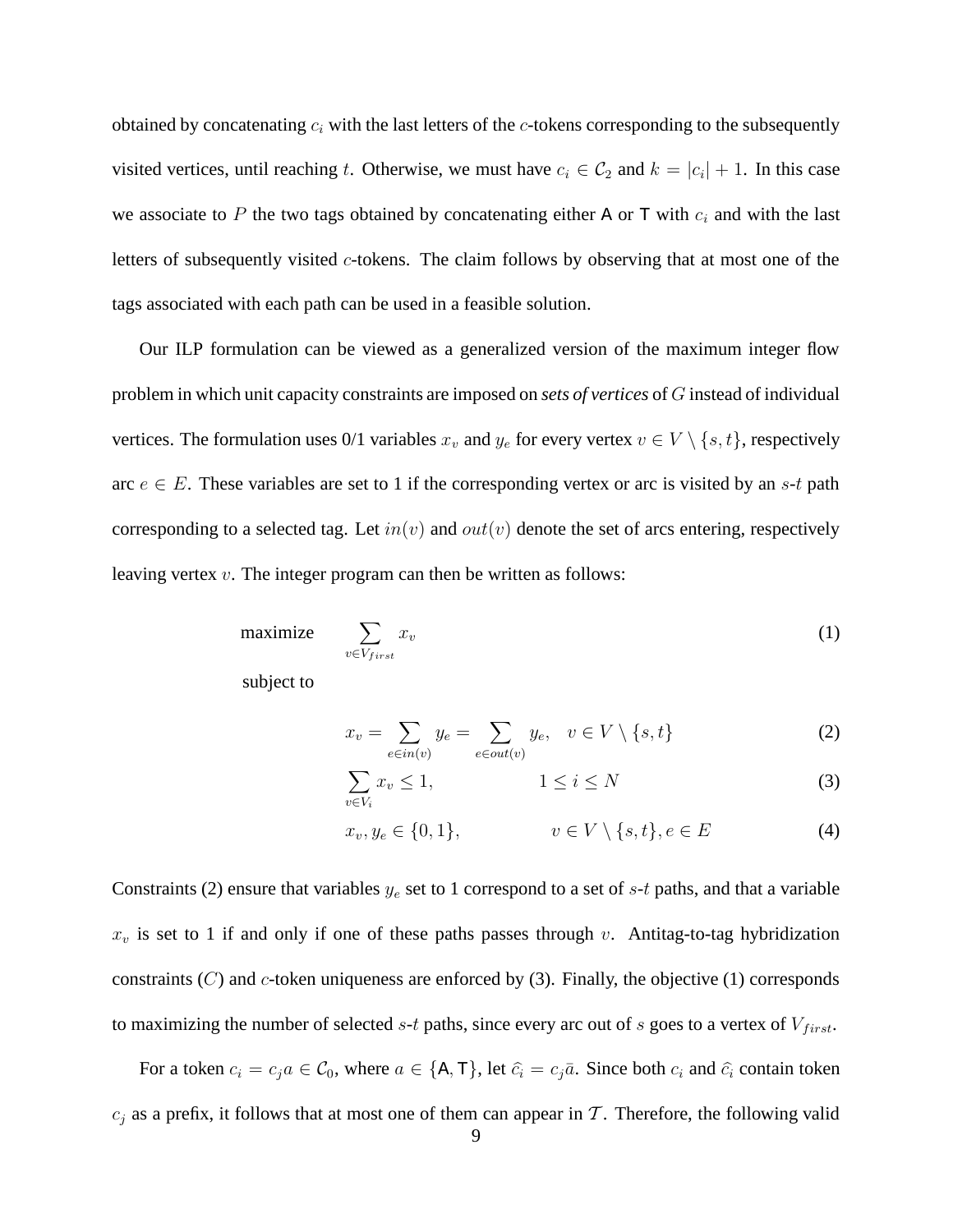obtained by concatenating $c_i$ with the last letters of the $c$-tokens corresponding to the subsequently visited vertices, until reaching $t$. Otherwise, we must have $c_i \in \mathcal{C}_2$ and $k = |c_i| + 1$. In this case we associate to $P$ the two tags obtained by concatenating either A or T with $c_i$ and with the last letters of subsequently visited $c$-tokens. The claim follows by observing that at most one of the tags associated with each path can be used in a feasible solution.

Our ILP formulation can be viewed as a generalized version of the maximum integer flow problem in which unit capacity constraints are imposed on *sets of vertices* of $G$ instead of individual vertices. The formulation uses 0/1 variables $x_v$ and $y_e$ for every vertex $v \in V \setminus \{s,t\}$, respectively arc $e \in E$. These variables are set to 1 if the corresponding vertex or arc is visited by an $s$-$t$ path corresponding to a selected tag. Let $in(v)$ and $out(v)$ denote the set of arcs entering, respectively leaving vertex $v$. The integer program can then be written as follows:

$$\text{maximize} \quad \sum_{v \in V_{first}} x_v \tag{1}$$

subject to

$$x_v = \sum_{e \in in(v)} y_e = \sum_{e \in out(v)} y_e, \quad v \in V \setminus \{s,t\} \tag{2}$$

$$\sum_{v \in V_i} x_v \leq 1, \qquad 1 \leq i \leq N \tag{3}$$

$$x_v, y_e \in \{0,1\}, \qquad v \in V \setminus \{s,t\}, e \in E \tag{4}$$

Constraints (2) ensure that variables $y_e$ set to 1 correspond to a set of $s$-$t$ paths, and that a variable $x_v$ is set to 1 if and only if one of these paths passes through $v$. Antitag-to-tag hybridization constraints ($C$) and $c$-token uniqueness are enforced by (3). Finally, the objective (1) corresponds to maximizing the number of selected $s$-$t$ paths, since every arc out of $s$ goes to a vertex of $V_{first}$.

For a token $c_i = c_j a \in \mathcal{C}_0$, where $a \in \{\mathsf{A}, \mathsf{T}\}$, let $\widehat{c}_i = c_j \bar{a}$. Since both $c_i$ and $\widehat{c}_i$ contain token $c_j$ as a prefix, it follows that at most one of them can appear in $\mathcal{T}$. Therefore, the following valid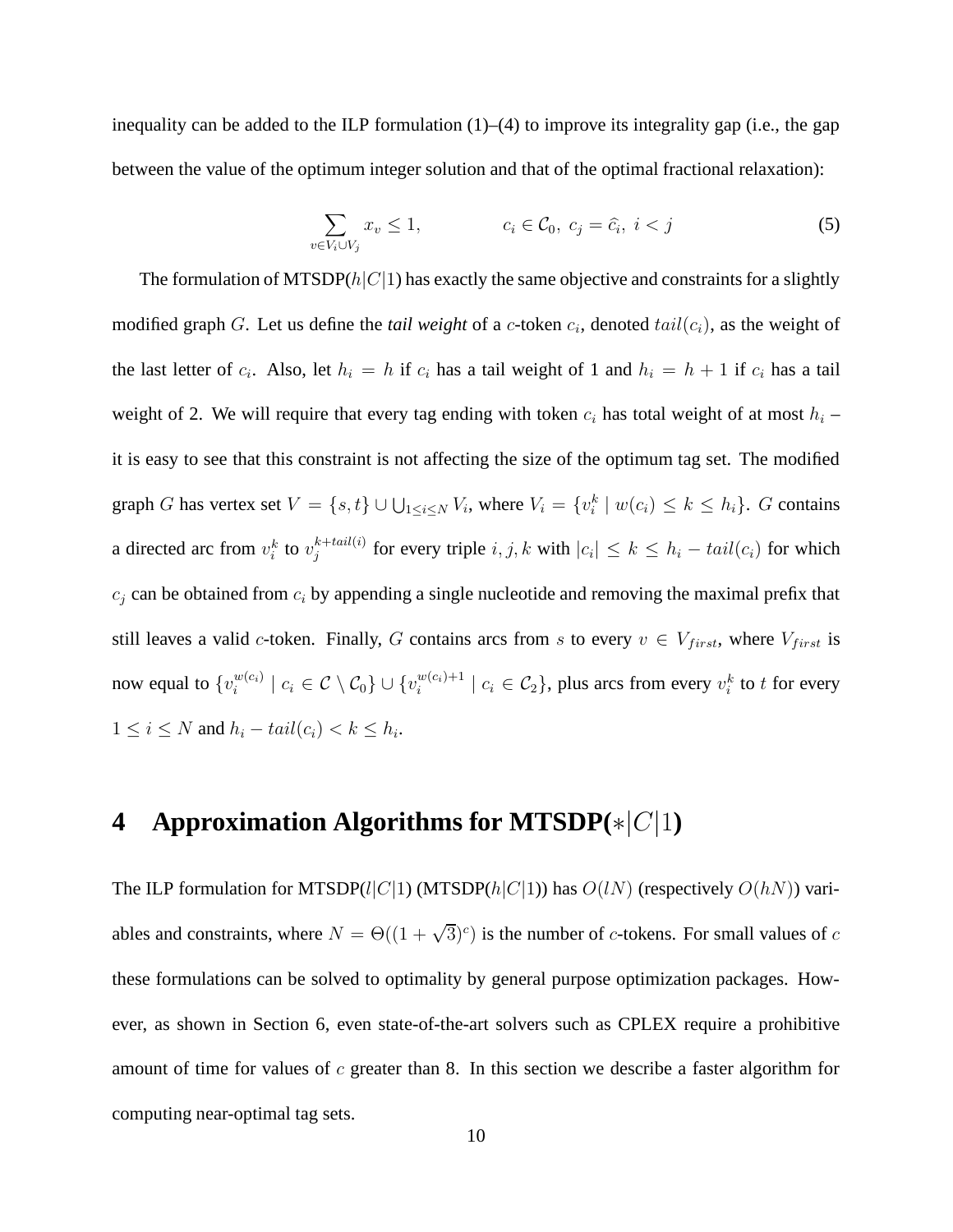inequality can be added to the ILP formulation (1)–(4) to improve its integrality gap (i.e., the gap between the value of the optimum integer solution and that of the optimal fractional relaxation):

$$\sum_{v \in V_i \cup V_j} x_v \leq 1, \qquad\qquad c_i \in \mathcal{C}_0,\ c_j = \widehat{c}_i,\ i < j \tag{5}$$

The formulation of MTSDP($h|C|1$) has exactly the same objective and constraints for a slightly modified graph $G$. Let us define the *tail weight* of a $c$-token $c_i$, denoted $tail(c_i)$, as the weight of the last letter of $c_i$. Also, let $h_i = h$ if $c_i$ has a tail weight of 1 and $h_i = h + 1$ if $c_i$ has a tail weight of 2. We will require that every tag ending with token $c_i$ has total weight of at most $h_i$ – it is easy to see that this constraint is not affecting the size of the optimum tag set. The modified graph $G$ has vertex set $V = \{s, t\} \cup \bigcup_{1 \leq i \leq N} V_i$, where $V_i = \{v_i^k \mid w(c_i) \leq k \leq h_i\}$. $G$ contains a directed arc from $v_i^k$ to $v_j^{k+tail(i)}$ for every triple $i, j, k$ with $|c_i| \leq k \leq h_i - tail(c_i)$ for which $c_j$ can be obtained from $c_i$ by appending a single nucleotide and removing the maximal prefix that still leaves a valid $c$-token. Finally, $G$ contains arcs from $s$ to every $v \in V_{first}$, where $V_{first}$ is now equal to $\{v_i^{w(c_i)} \mid c_i \in \mathcal{C} \setminus \mathcal{C}_0\} \cup \{v_i^{w(c_i)+1} \mid c_i \in \mathcal{C}_2\}$, plus arcs from every $v_i^k$ to $t$ for every $1 \leq i \leq N$ and $h_i - tail(c_i) < k \leq h_i$.

# 4 Approximation Algorithms for MTSDP($*|C|1$)

The ILP formulation for MTSDP($l|C|1$) (MTSDP($h|C|1$)) has $O(lN)$ (respectively $O(hN)$) variables and constraints, where $N = \Theta((1 + \sqrt{3})^c)$ is the number of $c$-tokens. For small values of $c$ these formulations can be solved to optimality by general purpose optimization packages. However, as shown in Section 6, even state-of-the-art solvers such as CPLEX require a prohibitive amount of time for values of $c$ greater than 8. In this section we describe a faster algorithm for computing near-optimal tag sets.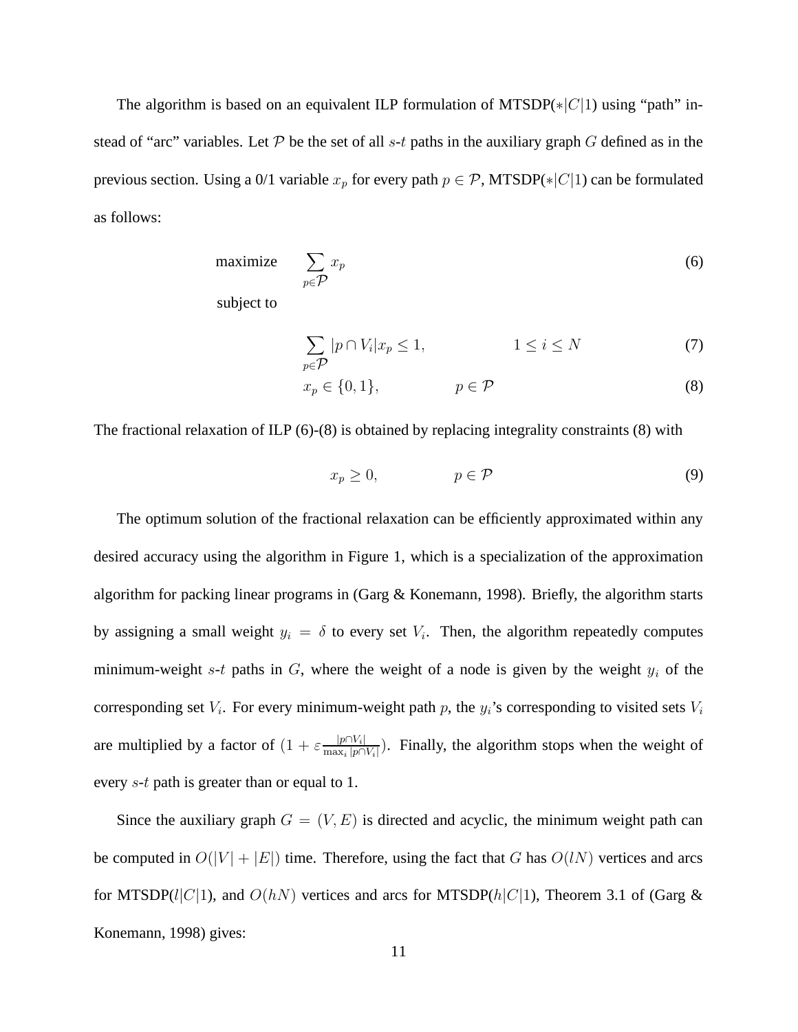The algorithm is based on an equivalent ILP formulation of MTSDP($*|C|1$) using "path" instead of "arc" variables. Let $\mathcal{P}$ be the set of all $s$-$t$ paths in the auxiliary graph $G$ defined as in the previous section. Using a 0/1 variable $x_p$ for every path $p \in \mathcal{P}$, MTSDP($*|C|1$) can be formulated as follows:

$$\text{maximize} \quad \sum_{p \in \mathcal{P}} x_p \tag{6}$$

subject to

$$\sum_{p \in \mathcal{P}} |p \cap V_i| x_p \leq 1, \qquad 1 \leq i \leq N \tag{7}$$

$$x_p \in \{0, 1\}, \qquad p \in \mathcal{P} \tag{8}$$

The fractional relaxation of ILP (6)-(8) is obtained by replacing integrality constraints (8) with

$$x_p \geq 0, \qquad p \in \mathcal{P} \tag{9}$$

The optimum solution of the fractional relaxation can be efficiently approximated within any desired accuracy using the algorithm in Figure 1, which is a specialization of the approximation algorithm for packing linear programs in (Garg & Konemann, 1998). Briefly, the algorithm starts by assigning a small weight $y_i = \delta$ to every set $V_i$. Then, the algorithm repeatedly computes minimum-weight $s$-$t$ paths in $G$, where the weight of a node is given by the weight $y_i$ of the corresponding set $V_i$. For every minimum-weight path $p$, the $y_i$'s corresponding to visited sets $V_i$ are multiplied by a factor of $(1 + \varepsilon \frac{|p \cap V_i|}{\max_i |p \cap V_i|})$. Finally, the algorithm stops when the weight of every $s$-$t$ path is greater than or equal to 1.

Since the auxiliary graph $G = (V, E)$ is directed and acyclic, the minimum weight path can be computed in $O(|V| + |E|)$ time. Therefore, using the fact that $G$ has $O(lN)$ vertices and arcs for MTSDP($l|C|1$), and $O(hN)$ vertices and arcs for MTSDP($h|C|1$), Theorem 3.1 of (Garg & Konemann, 1998) gives: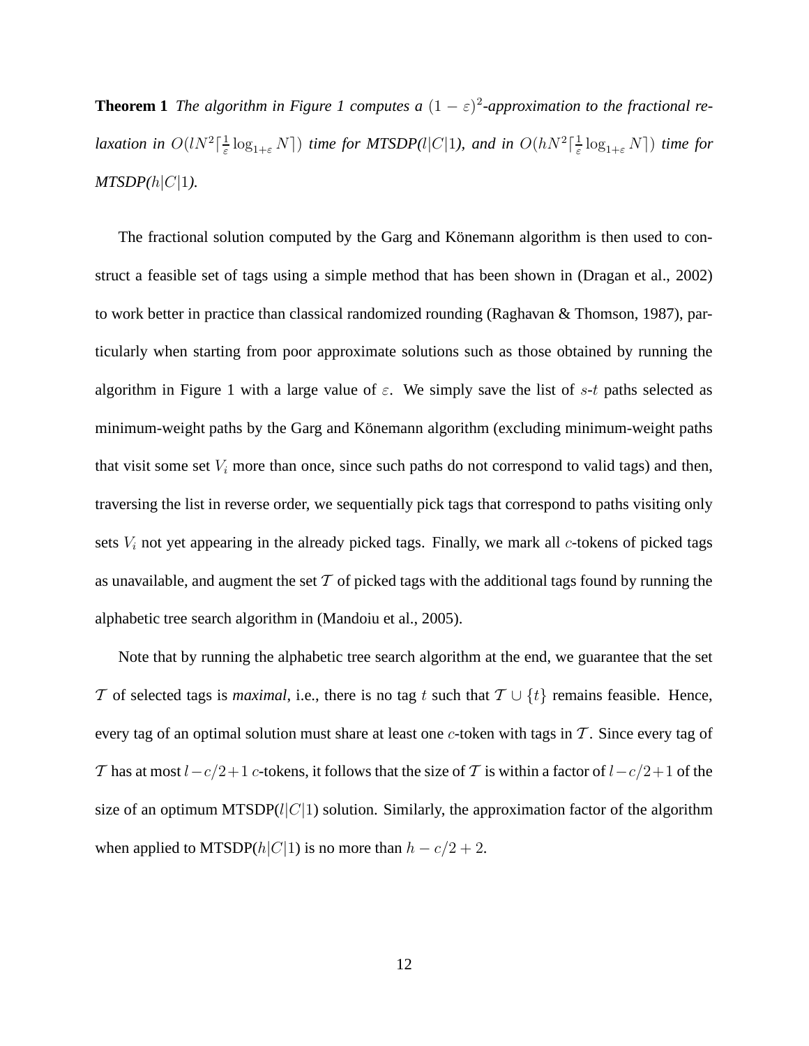**Theorem 1** *The algorithm in Figure 1 computes a $(1-\varepsilon)^2$-approximation to the fractional relaxation in $O(lN^2\lceil\frac{1}{\varepsilon}\log_{1+\varepsilon} N\rceil)$ time for MTSDP($l|C|1$), and in $O(hN^2\lceil\frac{1}{\varepsilon}\log_{1+\varepsilon} N\rceil)$ time for MTSDP($h|C|1$).*

The fractional solution computed by the Garg and Könemann algorithm is then used to construct a feasible set of tags using a simple method that has been shown in (Dragan et al., 2002) to work better in practice than classical randomized rounding (Raghavan & Thomson, 1987), particularly when starting from poor approximate solutions such as those obtained by running the algorithm in Figure 1 with a large value of $\varepsilon$. We simply save the list of $s$-$t$ paths selected as minimum-weight paths by the Garg and Könemann algorithm (excluding minimum-weight paths that visit some set $V_i$ more than once, since such paths do not correspond to valid tags) and then, traversing the list in reverse order, we sequentially pick tags that correspond to paths visiting only sets $V_i$ not yet appearing in the already picked tags. Finally, we mark all $c$-tokens of picked tags as unavailable, and augment the set $\mathcal{T}$ of picked tags with the additional tags found by running the alphabetic tree search algorithm in (Mandoiu et al., 2005).

Note that by running the alphabetic tree search algorithm at the end, we guarantee that the set $\mathcal{T}$ of selected tags is *maximal*, i.e., there is no tag $t$ such that $\mathcal{T}\cup\{t\}$ remains feasible. Hence, every tag of an optimal solution must share at least one $c$-token with tags in $\mathcal{T}$. Since every tag of $\mathcal{T}$ has at most $l-c/2+1$ $c$-tokens, it follows that the size of $\mathcal{T}$ is within a factor of $l-c/2+1$ of the size of an optimum MTSDP($l|C|1$) solution. Similarly, the approximation factor of the algorithm when applied to MTSDP($h|C|1$) is no more than $h-c/2+2$.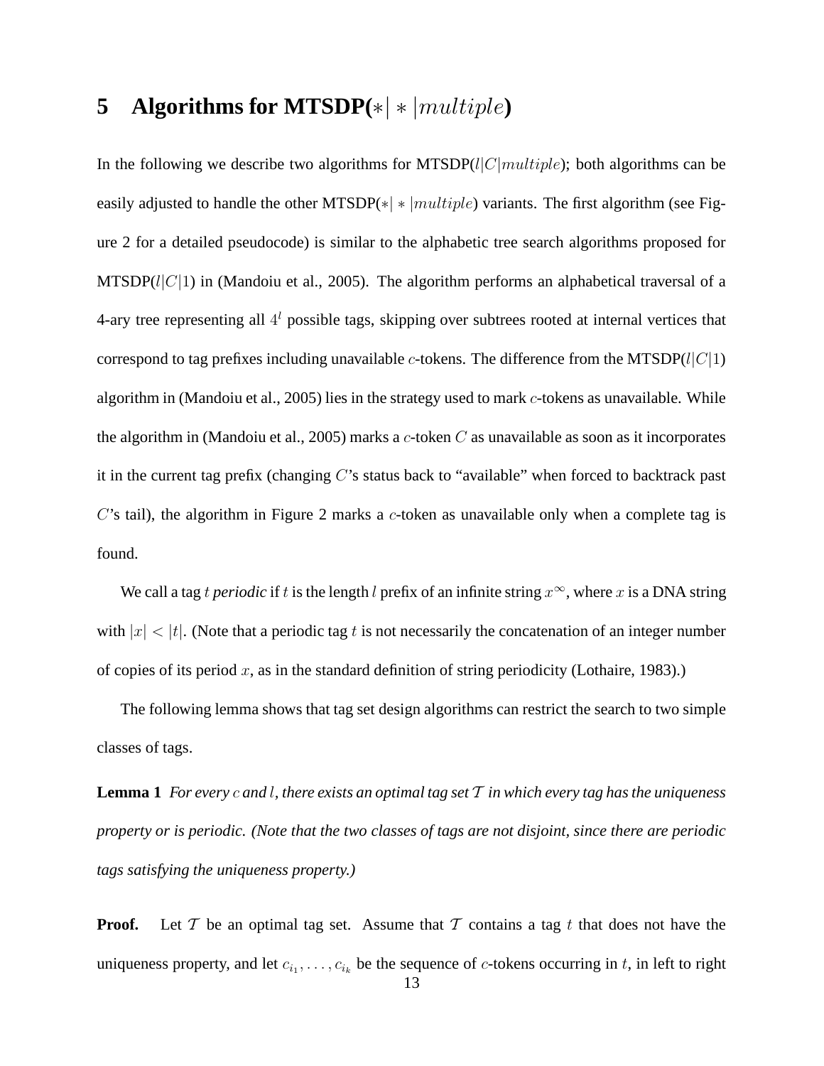## 5 Algorithms for MTSDP($*|*|multiple$)

In the following we describe two algorithms for MTSDP($l|C|multiple$); both algorithms can be easily adjusted to handle the other MTSDP($*|*|multiple$) variants. The first algorithm (see Figure 2 for a detailed pseudocode) is similar to the alphabetic tree search algorithms proposed for MTSDP($l|C|1$) in (Mandoiu et al., 2005). The algorithm performs an alphabetical traversal of a 4-ary tree representing all $4^l$ possible tags, skipping over subtrees rooted at internal vertices that correspond to tag prefixes including unavailable $c$-tokens. The difference from the MTSDP($l|C|1$) algorithm in (Mandoiu et al., 2005) lies in the strategy used to mark $c$-tokens as unavailable. While the algorithm in (Mandoiu et al., 2005) marks a $c$-token $C$ as unavailable as soon as it incorporates it in the current tag prefix (changing $C$'s status back to "available" when forced to backtrack past $C$'s tail), the algorithm in Figure 2 marks a $c$-token as unavailable only when a complete tag is found.

We call a tag $t$ *periodic* if $t$ is the length $l$ prefix of an infinite string $x^\infty$, where $x$ is a DNA string with $|x| < |t|$. (Note that a periodic tag $t$ is not necessarily the concatenation of an integer number of copies of its period $x$, as in the standard definition of string periodicity (Lothaire, 1983).)

The following lemma shows that tag set design algorithms can restrict the search to two simple classes of tags.

**Lemma 1** *For every $c$ and $l$, there exists an optimal tag set $\mathcal{T}$ in which every tag has the uniqueness property or is periodic. (Note that the two classes of tags are not disjoint, since there are periodic tags satisfying the uniqueness property.)*

**Proof.** Let $\mathcal{T}$ be an optimal tag set. Assume that $\mathcal{T}$ contains a tag $t$ that does not have the uniqueness property, and let $c_{i_1}, \ldots, c_{i_k}$ be the sequence of $c$-tokens occurring in $t$, in left to right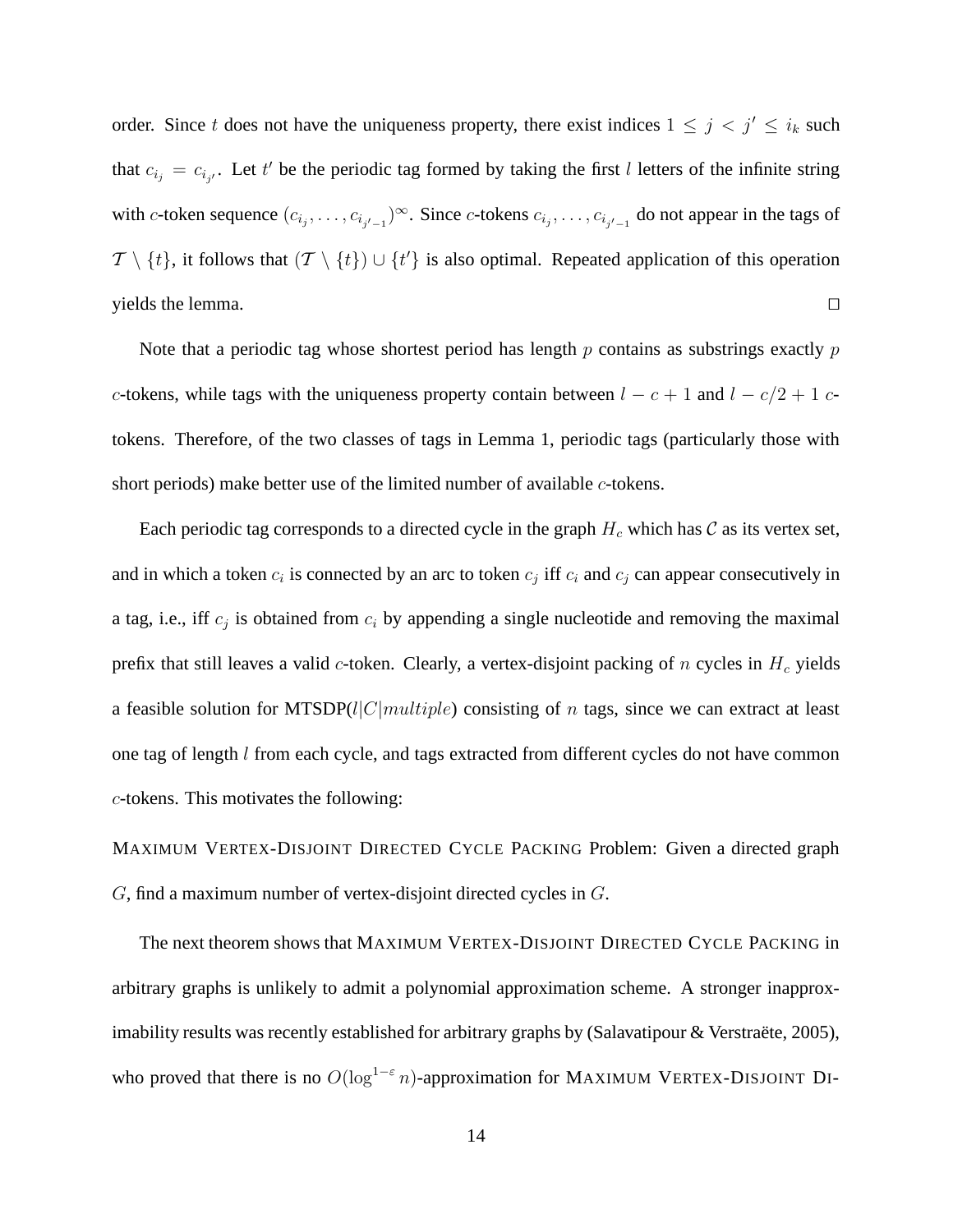order. Since $t$ does not have the uniqueness property, there exist indices $1 \leq j < j' \leq i_k$ such that $c_{i_j} = c_{i_{j'}}$. Let $t'$ be the periodic tag formed by taking the first $l$ letters of the infinite string with $c$-token sequence $(c_{i_j}, \ldots, c_{i_{j'-1}})^\infty$. Since $c$-tokens $c_{i_j}, \ldots, c_{i_{j'-1}}$ do not appear in the tags of $\mathcal{T} \setminus \{t\}$, it follows that $(\mathcal{T} \setminus \{t\}) \cup \{t'\}$ is also optimal. Repeated application of this operation yields the lemma. $\square$

Note that a periodic tag whose shortest period has length $p$ contains as substrings exactly $p$ $c$-tokens, while tags with the uniqueness property contain between $l - c + 1$ and $l - c/2 + 1$ $c$-tokens. Therefore, of the two classes of tags in Lemma 1, periodic tags (particularly those with short periods) make better use of the limited number of available $c$-tokens.

Each periodic tag corresponds to a directed cycle in the graph $H_c$ which has $\mathcal{C}$ as its vertex set, and in which a token $c_i$ is connected by an arc to token $c_j$ iff $c_i$ and $c_j$ can appear consecutively in a tag, i.e., iff $c_j$ is obtained from $c_i$ by appending a single nucleotide and removing the maximal prefix that still leaves a valid $c$-token. Clearly, a vertex-disjoint packing of $n$ cycles in $H_c$ yields a feasible solution for MTSDP($l|C|multiple$) consisting of $n$ tags, since we can extract at least one tag of length $l$ from each cycle, and tags extracted from different cycles do not have common $c$-tokens. This motivates the following:

MAXIMUM VERTEX-DISJOINT DIRECTED CYCLE PACKING Problem: Given a directed graph $G$, find a maximum number of vertex-disjoint directed cycles in $G$.

The next theorem shows that MAXIMUM VERTEX-DISJOINT DIRECTED CYCLE PACKING in arbitrary graphs is unlikely to admit a polynomial approximation scheme. A stronger inapproximability results was recently established for arbitrary graphs by (Salavatipour & Verstraëte, 2005), who proved that there is no $O(\log^{1-\varepsilon} n)$-approximation for MAXIMUM VERTEX-DISJOINT DI-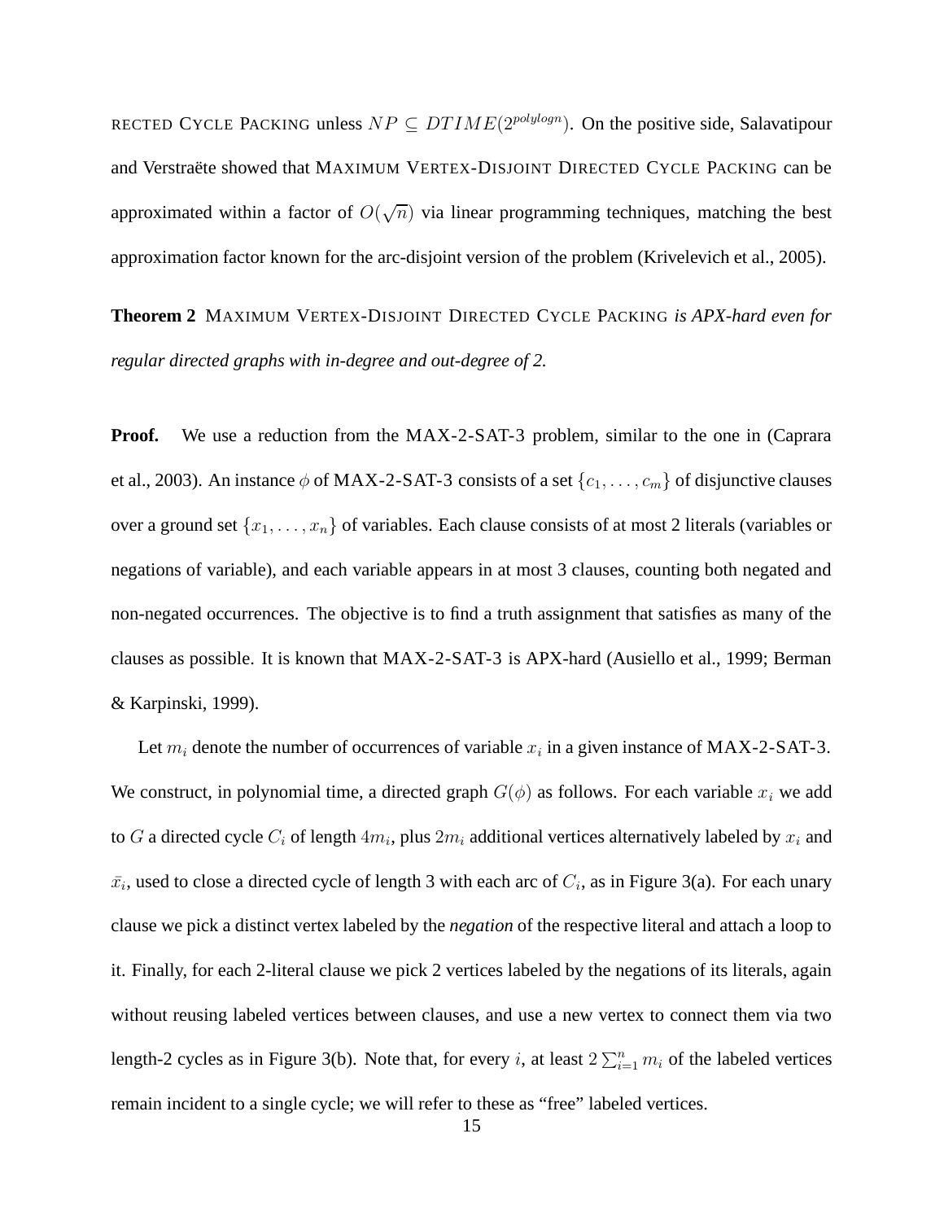RECTED CYCLE PACKING unless $NP \subseteq DTIME(2^{polylogn})$. On the positive side, Salavatipour and Verstraëte showed that MAXIMUM VERTEX-DISJOINT DIRECTED CYCLE PACKING can be approximated within a factor of $O(\sqrt{n})$ via linear programming techniques, matching the best approximation factor known for the arc-disjoint version of the problem (Krivelevich et al., 2005).

**Theorem 2** MAXIMUM VERTEX-DISJOINT DIRECTED CYCLE PACKING *is APX-hard even for regular directed graphs with in-degree and out-degree of 2.*

**Proof.** We use a reduction from the MAX-2-SAT-3 problem, similar to the one in (Caprara et al., 2003). An instance $\phi$ of MAX-2-SAT-3 consists of a set $\{c_1, \ldots, c_m\}$ of disjunctive clauses over a ground set $\{x_1, \ldots, x_n\}$ of variables. Each clause consists of at most 2 literals (variables or negations of variable), and each variable appears in at most 3 clauses, counting both negated and non-negated occurrences. The objective is to find a truth assignment that satisfies as many of the clauses as possible. It is known that MAX-2-SAT-3 is APX-hard (Ausiello et al., 1999; Berman & Karpinski, 1999).

Let $m_i$ denote the number of occurrences of variable $x_i$ in a given instance of MAX-2-SAT-3. We construct, in polynomial time, a directed graph $G(\phi)$ as follows. For each variable $x_i$ we add to $G$ a directed cycle $C_i$ of length $4m_i$, plus $2m_i$ additional vertices alternatively labeled by $x_i$ and $\bar{x_i}$, used to close a directed cycle of length 3 with each arc of $C_i$, as in Figure 3(a). For each unary clause we pick a distinct vertex labeled by the *negation* of the respective literal and attach a loop to it. Finally, for each 2-literal clause we pick 2 vertices labeled by the negations of its literals, again without reusing labeled vertices between clauses, and use a new vertex to connect them via two length-2 cycles as in Figure 3(b). Note that, for every $i$, at least $2\sum_{i=1}^{n} m_i$ of the labeled vertices remain incident to a single cycle; we will refer to these as "free" labeled vertices.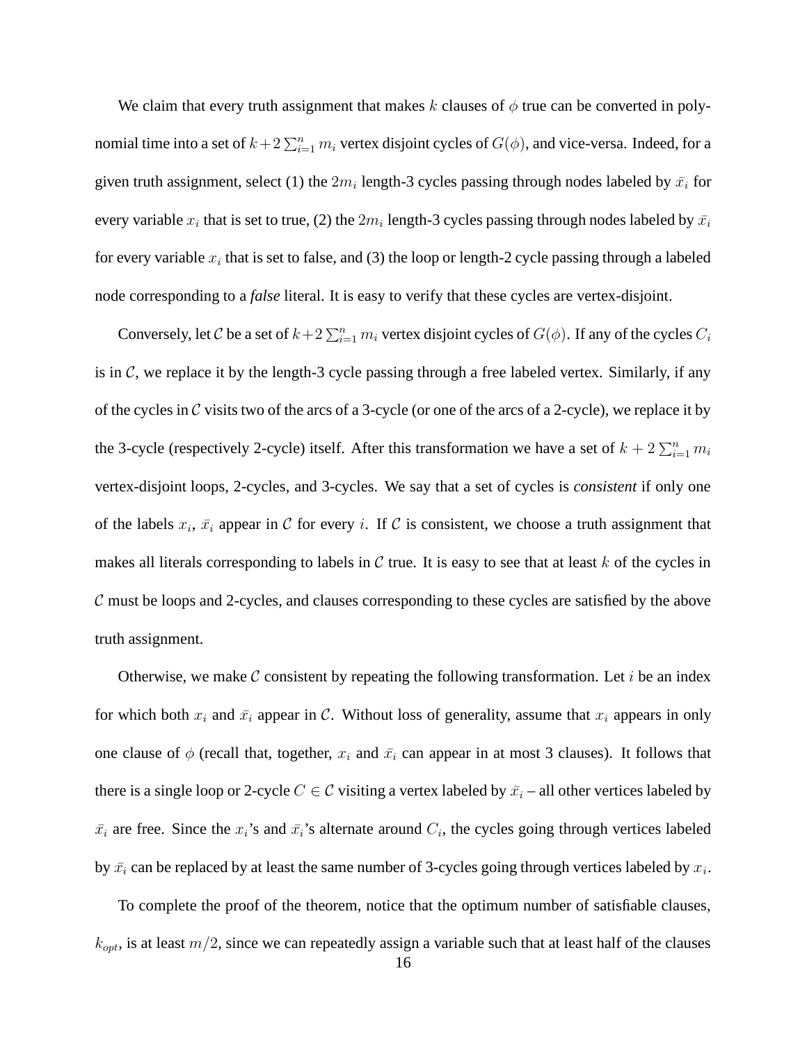We claim that every truth assignment that makes $k$ clauses of $\phi$ true can be converted in polynomial time into a set of $k+2\sum_{i=1}^{n} m_i$ vertex disjoint cycles of $G(\phi)$, and vice-versa. Indeed, for a given truth assignment, select (1) the $2m_i$ length-3 cycles passing through nodes labeled by $\bar{x}_i$ for every variable $x_i$ that is set to true, (2) the $2m_i$ length-3 cycles passing through nodes labeled by $\bar{x}_i$ for every variable $x_i$ that is set to false, and (3) the loop or length-2 cycle passing through a labeled node corresponding to a *false* literal. It is easy to verify that these cycles are vertex-disjoint.

Conversely, let $\mathcal{C}$ be a set of $k+2\sum_{i=1}^{n} m_i$ vertex disjoint cycles of $G(\phi)$. If any of the cycles $C_i$ is in $\mathcal{C}$, we replace it by the length-3 cycle passing through a free labeled vertex. Similarly, if any of the cycles in $\mathcal{C}$ visits two of the arcs of a 3-cycle (or one of the arcs of a 2-cycle), we replace it by the 3-cycle (respectively 2-cycle) itself. After this transformation we have a set of $k+2\sum_{i=1}^{n} m_i$ vertex-disjoint loops, 2-cycles, and 3-cycles. We say that a set of cycles is *consistent* if only one of the labels $x_i$, $\bar{x}_i$ appear in $\mathcal{C}$ for every $i$. If $\mathcal{C}$ is consistent, we choose a truth assignment that makes all literals corresponding to labels in $\mathcal{C}$ true. It is easy to see that at least $k$ of the cycles in $\mathcal{C}$ must be loops and 2-cycles, and clauses corresponding to these cycles are satisfied by the above truth assignment.

Otherwise, we make $\mathcal{C}$ consistent by repeating the following transformation. Let $i$ be an index for which both $x_i$ and $\bar{x}_i$ appear in $\mathcal{C}$. Without loss of generality, assume that $x_i$ appears in only one clause of $\phi$ (recall that, together, $x_i$ and $\bar{x}_i$ can appear in at most 3 clauses). It follows that there is a single loop or 2-cycle $C \in \mathcal{C}$ visiting a vertex labeled by $\bar{x}_i$ – all other vertices labeled by $\bar{x}_i$ are free. Since the $x_i$'s and $\bar{x}_i$'s alternate around $C_i$, the cycles going through vertices labeled by $\bar{x}_i$ can be replaced by at least the same number of 3-cycles going through vertices labeled by $x_i$.

To complete the proof of the theorem, notice that the optimum number of satisfiable clauses, $k_{opt}$, is at least $m/2$, since we can repeatedly assign a variable such that at least half of the clauses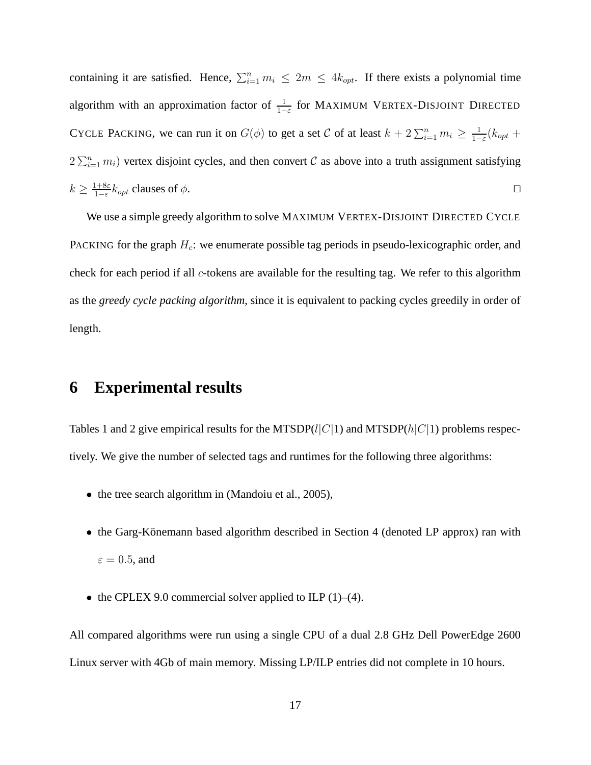containing it are satisfied. Hence, $\sum_{i=1}^{n} m_i \leq 2m \leq 4k_{opt}$. If there exists a polynomial time algorithm with an approximation factor of $\frac{1}{1-\varepsilon}$ for MAXIMUM VERTEX-DISJOINT DIRECTED CYCLE PACKING, we can run it on $G(\phi)$ to get a set $\mathcal{C}$ of at least $k + 2\sum_{i=1}^{n} m_i \geq \frac{1}{1-\varepsilon}(k_{opt} + 2\sum_{i=1}^{n} m_i)$ vertex disjoint cycles, and then convert $\mathcal{C}$ as above into a truth assignment satisfying $k \geq \frac{1+8\varepsilon}{1-\varepsilon} k_{opt}$ clauses of $\phi$. □

We use a simple greedy algorithm to solve MAXIMUM VERTEX-DISJOINT DIRECTED CYCLE PACKING for the graph $H_c$: we enumerate possible tag periods in pseudo-lexicographic order, and check for each period if all $c$-tokens are available for the resulting tag. We refer to this algorithm as the *greedy cycle packing algorithm*, since it is equivalent to packing cycles greedily in order of length.

## 6 Experimental results

Tables 1 and 2 give empirical results for the MTSDP($l|C|1$) and MTSDP($h|C|1$) problems respectively. We give the number of selected tags and runtimes for the following three algorithms:

- the tree search algorithm in (Mandoiu et al., 2005),
- the Garg-Könemann based algorithm described in Section 4 (denoted LP approx) ran with $\varepsilon = 0.5$, and
- the CPLEX 9.0 commercial solver applied to ILP (1)–(4).

All compared algorithms were run using a single CPU of a dual 2.8 GHz Dell PowerEdge 2600 Linux server with 4Gb of main memory. Missing LP/ILP entries did not complete in 10 hours.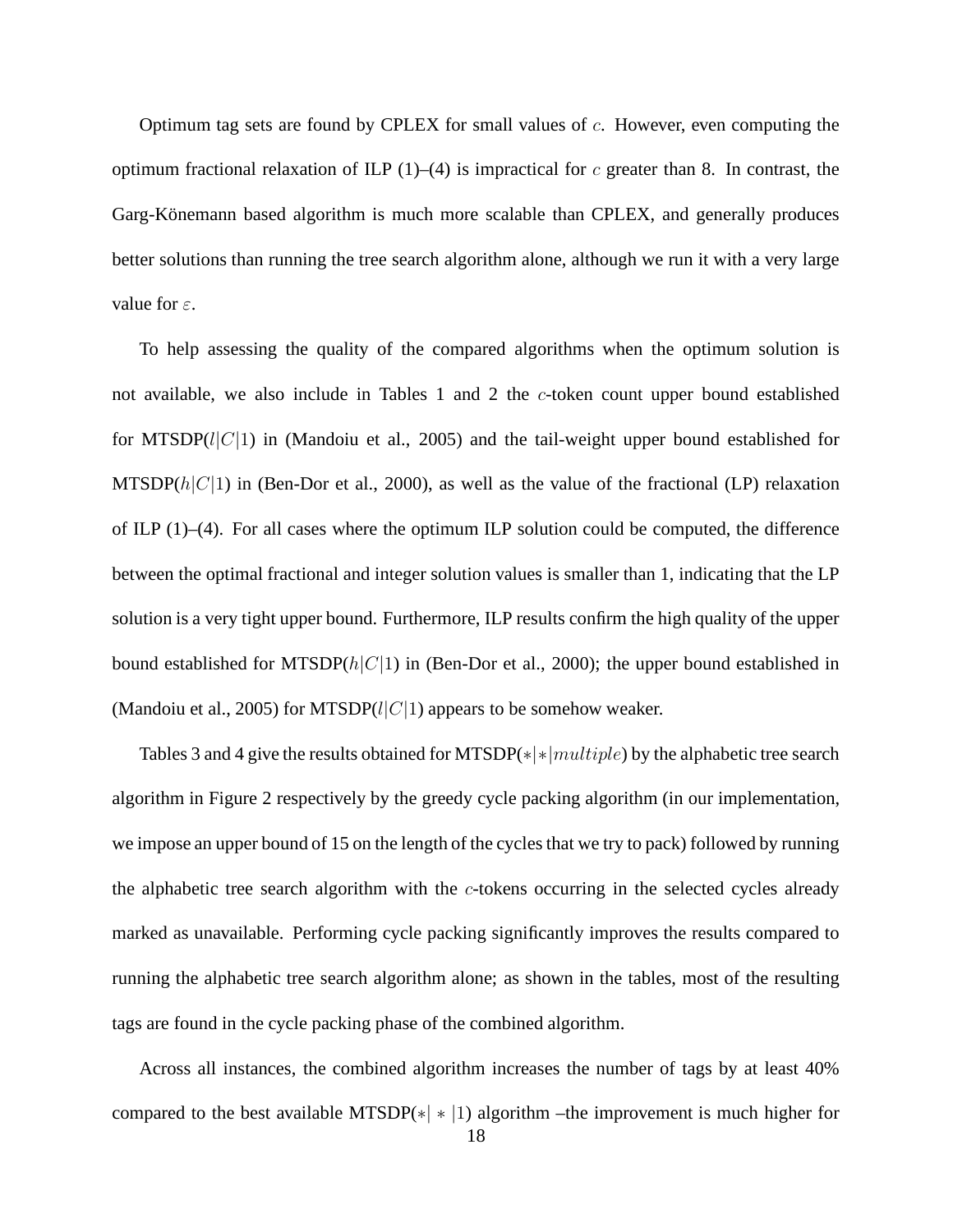Optimum tag sets are found by CPLEX for small values of $c$. However, even computing the optimum fractional relaxation of ILP (1)–(4) is impractical for $c$ greater than 8. In contrast, the Garg-Könemann based algorithm is much more scalable than CPLEX, and generally produces better solutions than running the tree search algorithm alone, although we run it with a very large value for $\varepsilon$.

To help assessing the quality of the compared algorithms when the optimum solution is not available, we also include in Tables 1 and 2 the $c$-token count upper bound established for MTSDP($l|C|1$) in (Mandoiu et al., 2005) and the tail-weight upper bound established for MTSDP($h|C|1$) in (Ben-Dor et al., 2000), as well as the value of the fractional (LP) relaxation of ILP (1)–(4). For all cases where the optimum ILP solution could be computed, the difference between the optimal fractional and integer solution values is smaller than 1, indicating that the LP solution is a very tight upper bound. Furthermore, ILP results confirm the high quality of the upper bound established for MTSDP($h|C|1$) in (Ben-Dor et al., 2000); the upper bound established in (Mandoiu et al., 2005) for MTSDP($l|C|1$) appears to be somehow weaker.

Tables 3 and 4 give the results obtained for MTSDP($*|*|multiple$) by the alphabetic tree search algorithm in Figure 2 respectively by the greedy cycle packing algorithm (in our implementation, we impose an upper bound of 15 on the length of the cycles that we try to pack) followed by running the alphabetic tree search algorithm with the $c$-tokens occurring in the selected cycles already marked as unavailable. Performing cycle packing significantly improves the results compared to running the alphabetic tree search algorithm alone; as shown in the tables, most of the resulting tags are found in the cycle packing phase of the combined algorithm.

Across all instances, the combined algorithm increases the number of tags by at least 40% compared to the best available MTSDP($*|*|1$) algorithm –the improvement is much higher for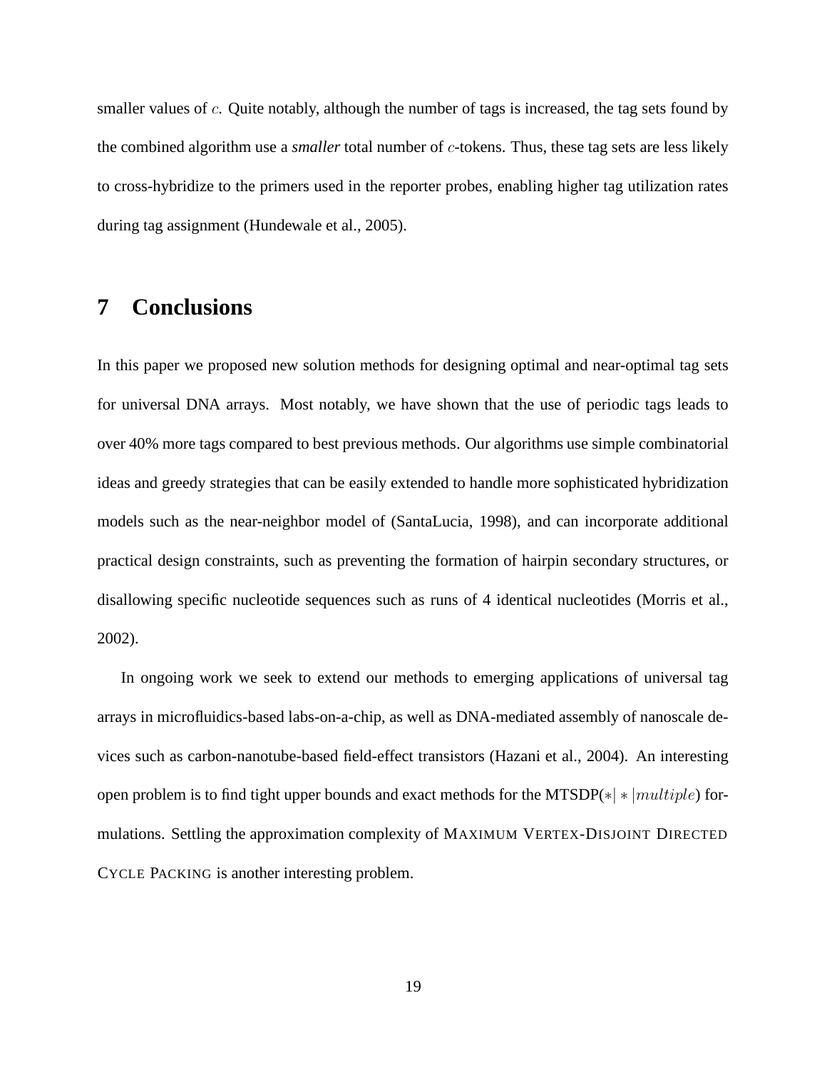smaller values of $c$. Quite notably, although the number of tags is increased, the tag sets found by the combined algorithm use a *smaller* total number of $c$-tokens. Thus, these tag sets are less likely to cross-hybridize to the primers used in the reporter probes, enabling higher tag utilization rates during tag assignment (Hundewale et al., 2005).

# 7 Conclusions

In this paper we proposed new solution methods for designing optimal and near-optimal tag sets for universal DNA arrays. Most notably, we have shown that the use of periodic tags leads to over 40% more tags compared to best previous methods. Our algorithms use simple combinatorial ideas and greedy strategies that can be easily extended to handle more sophisticated hybridization models such as the near-neighbor model of (SantaLucia, 1998), and can incorporate additional practical design constraints, such as preventing the formation of hairpin secondary structures, or disallowing specific nucleotide sequences such as runs of 4 identical nucleotides (Morris et al., 2002).

In ongoing work we seek to extend our methods to emerging applications of universal tag arrays in microfluidics-based labs-on-a-chip, as well as DNA-mediated assembly of nanoscale devices such as carbon-nanotube-based field-effect transistors (Hazani et al., 2004). An interesting open problem is to find tight upper bounds and exact methods for the MTSDP($*|*|multiple$) formulations. Settling the approximation complexity of MAXIMUM VERTEX-DISJOINT DIRECTED CYCLE PACKING is another interesting problem.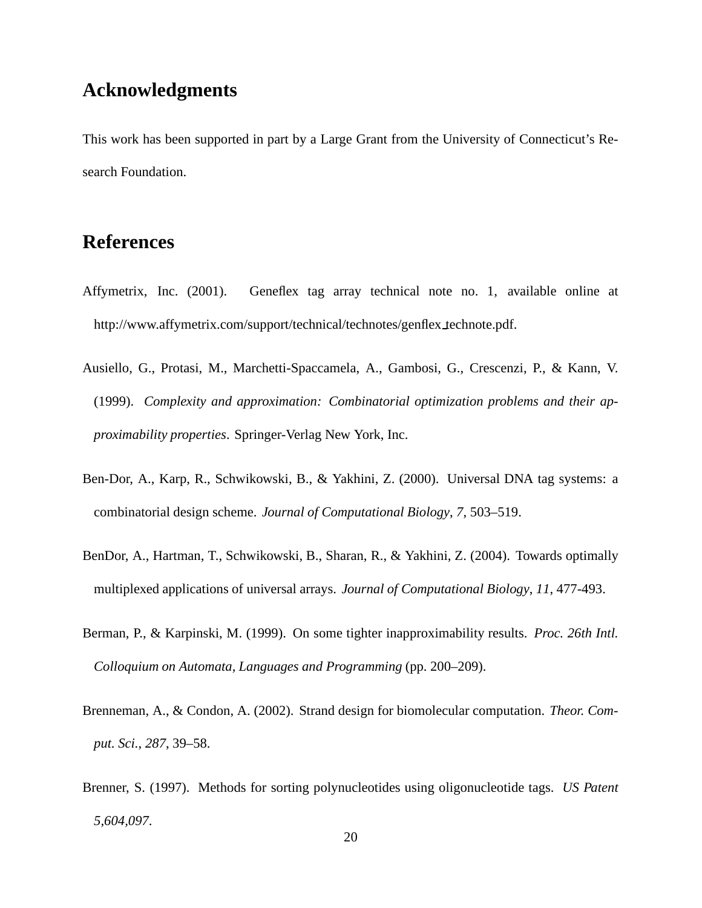## Acknowledgments

This work has been supported in part by a Large Grant from the University of Connecticut's Research Foundation.

## References

Affymetrix, Inc. (2001). Geneflex tag array technical note no. 1, available online at http://www.affymetrix.com/support/technical/technotes/genflex_technote.pdf.

Ausiello, G., Protasi, M., Marchetti-Spaccamela, A., Gambosi, G., Crescenzi, P., & Kann, V. (1999). *Complexity and approximation: Combinatorial optimization problems and their approximability properties*. Springer-Verlag New York, Inc.

Ben-Dor, A., Karp, R., Schwikowski, B., & Yakhini, Z. (2000). Universal DNA tag systems: a combinatorial design scheme. *Journal of Computational Biology*, *7*, 503–519.

BenDor, A., Hartman, T., Schwikowski, B., Sharan, R., & Yakhini, Z. (2004). Towards optimally multiplexed applications of universal arrays. *Journal of Computational Biology*, *11*, 477-493.

Berman, P., & Karpinski, M. (1999). On some tighter inapproximability results. *Proc. 26th Intl. Colloquium on Automata, Languages and Programming* (pp. 200–209).

Brenneman, A., & Condon, A. (2002). Strand design for biomolecular computation. *Theor. Comput. Sci.*, *287*, 39–58.

Brenner, S. (1997). Methods for sorting polynucleotides using oligonucleotide tags. *US Patent 5,604,097*.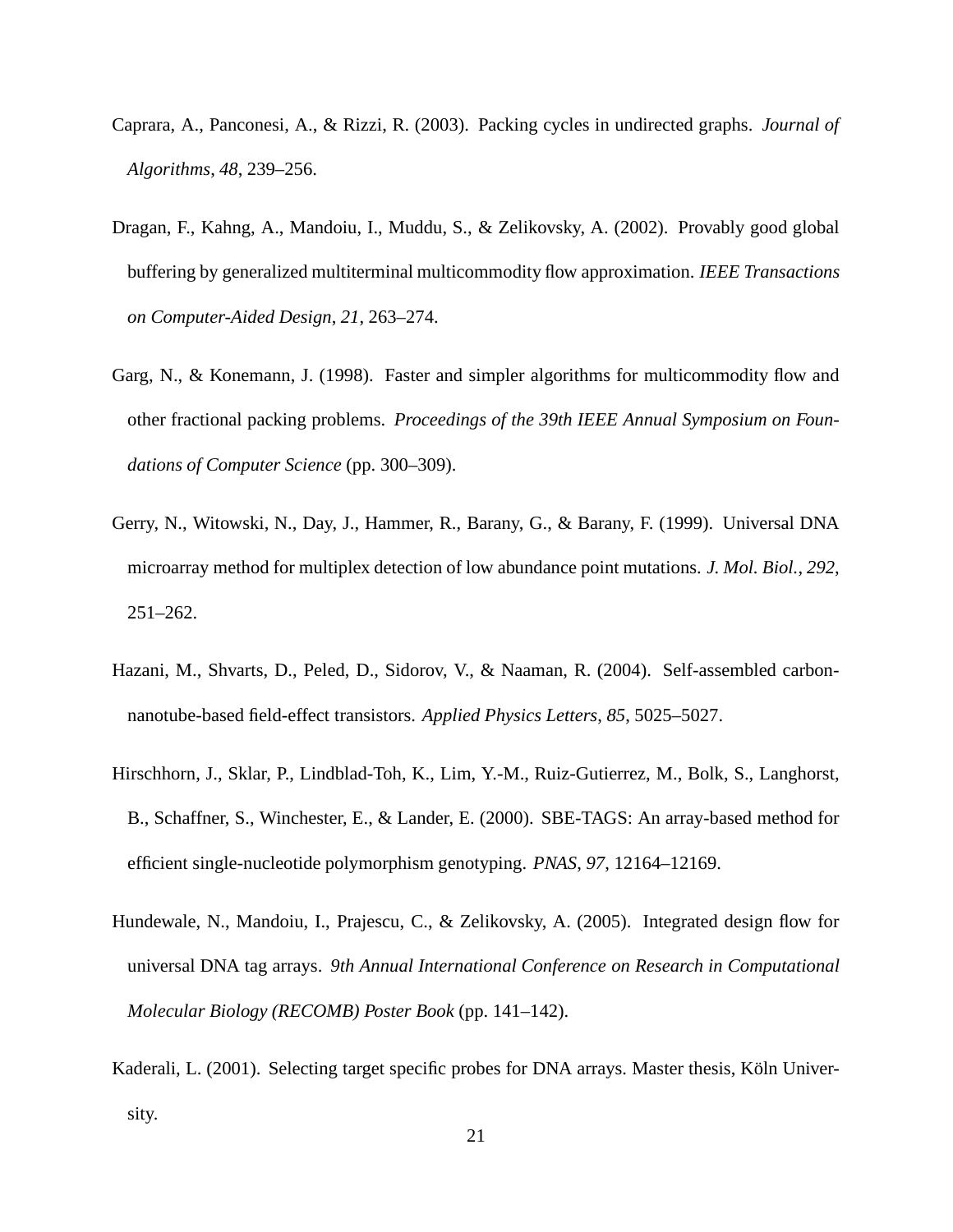Caprara, A., Panconesi, A., & Rizzi, R. (2003). Packing cycles in undirected graphs. *Journal of Algorithms*, *48*, 239–256.

Dragan, F., Kahng, A., Mandoiu, I., Muddu, S., & Zelikovsky, A. (2002). Provably good global buffering by generalized multiterminal multicommodity flow approximation. *IEEE Transactions on Computer-Aided Design*, *21*, 263–274.

Garg, N., & Konemann, J. (1998). Faster and simpler algorithms for multicommodity flow and other fractional packing problems. *Proceedings of the 39th IEEE Annual Symposium on Foundations of Computer Science* (pp. 300–309).

Gerry, N., Witowski, N., Day, J., Hammer, R., Barany, G., & Barany, F. (1999). Universal DNA microarray method for multiplex detection of low abundance point mutations. *J. Mol. Biol.*, *292*, 251–262.

Hazani, M., Shvarts, D., Peled, D., Sidorov, V., & Naaman, R. (2004). Self-assembled carbon-nanotube-based field-effect transistors. *Applied Physics Letters*, *85*, 5025–5027.

Hirschhorn, J., Sklar, P., Lindblad-Toh, K., Lim, Y.-M., Ruiz-Gutierrez, M., Bolk, S., Langhorst, B., Schaffner, S., Winchester, E., & Lander, E. (2000). SBE-TAGS: An array-based method for efficient single-nucleotide polymorphism genotyping. *PNAS*, *97*, 12164–12169.

Hundewale, N., Mandoiu, I., Prajescu, C., & Zelikovsky, A. (2005). Integrated design flow for universal DNA tag arrays. *9th Annual International Conference on Research in Computational Molecular Biology (RECOMB) Poster Book* (pp. 141–142).

Kaderali, L. (2001). Selecting target specific probes for DNA arrays. Master thesis, Köln University.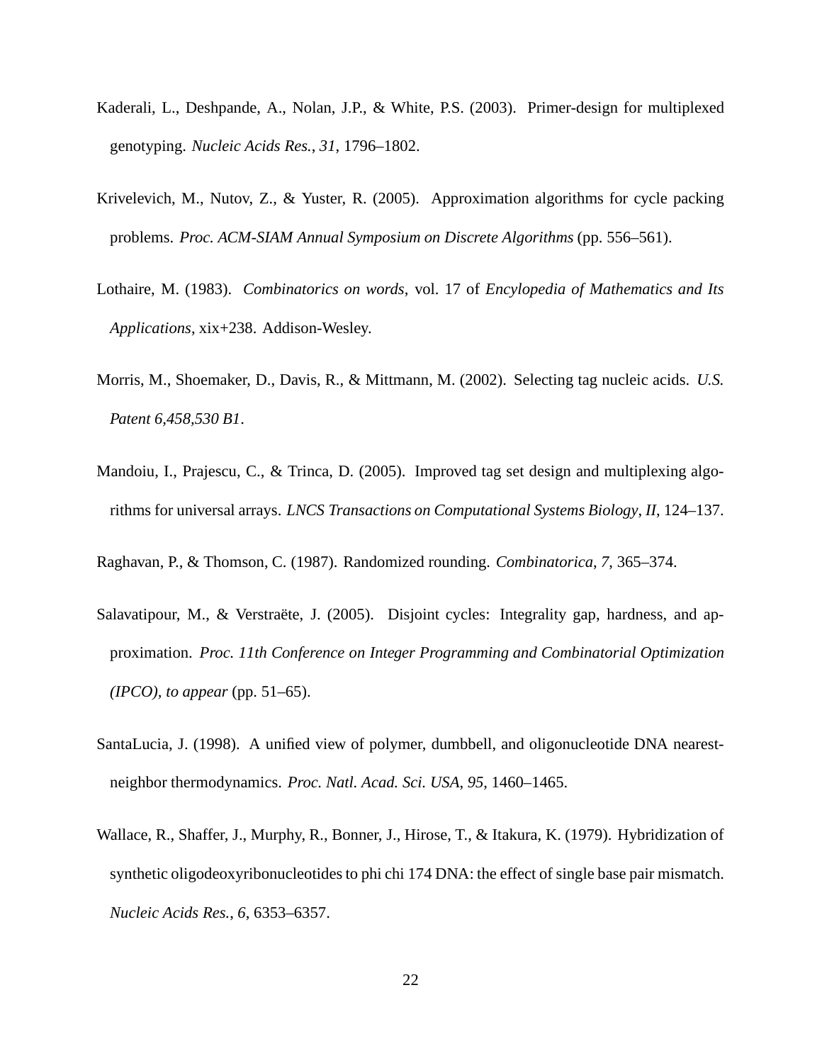Kaderali, L., Deshpande, A., Nolan, J.P., & White, P.S. (2003). Primer-design for multiplexed genotyping. *Nucleic Acids Res.*, *31*, 1796–1802.

Krivelevich, M., Nutov, Z., & Yuster, R. (2005). Approximation algorithms for cycle packing problems. *Proc. ACM-SIAM Annual Symposium on Discrete Algorithms* (pp. 556–561).

Lothaire, M. (1983). *Combinatorics on words*, vol. 17 of *Encylopedia of Mathematics and Its Applications*, xix+238. Addison-Wesley.

Morris, M., Shoemaker, D., Davis, R., & Mittmann, M. (2002). Selecting tag nucleic acids. *U.S. Patent 6,458,530 B1*.

Mandoiu, I., Prajescu, C., & Trinca, D. (2005). Improved tag set design and multiplexing algorithms for universal arrays. *LNCS Transactions on Computational Systems Biology*, *II*, 124–137.

Raghavan, P., & Thomson, C. (1987). Randomized rounding. *Combinatorica*, *7*, 365–374.

Salavatipour, M., & Verstraëte, J. (2005). Disjoint cycles: Integrality gap, hardness, and approximation. *Proc. 11th Conference on Integer Programming and Combinatorial Optimization (IPCO), to appear* (pp. 51–65).

SantaLucia, J. (1998). A unified view of polymer, dumbbell, and oligonucleotide DNA nearest-neighbor thermodynamics. *Proc. Natl. Acad. Sci. USA*, *95*, 1460–1465.

Wallace, R., Shaffer, J., Murphy, R., Bonner, J., Hirose, T., & Itakura, K. (1979). Hybridization of synthetic oligodeoxyribonucleotides to phi chi 174 DNA: the effect of single base pair mismatch. *Nucleic Acids Res.*, *6*, 6353–6357.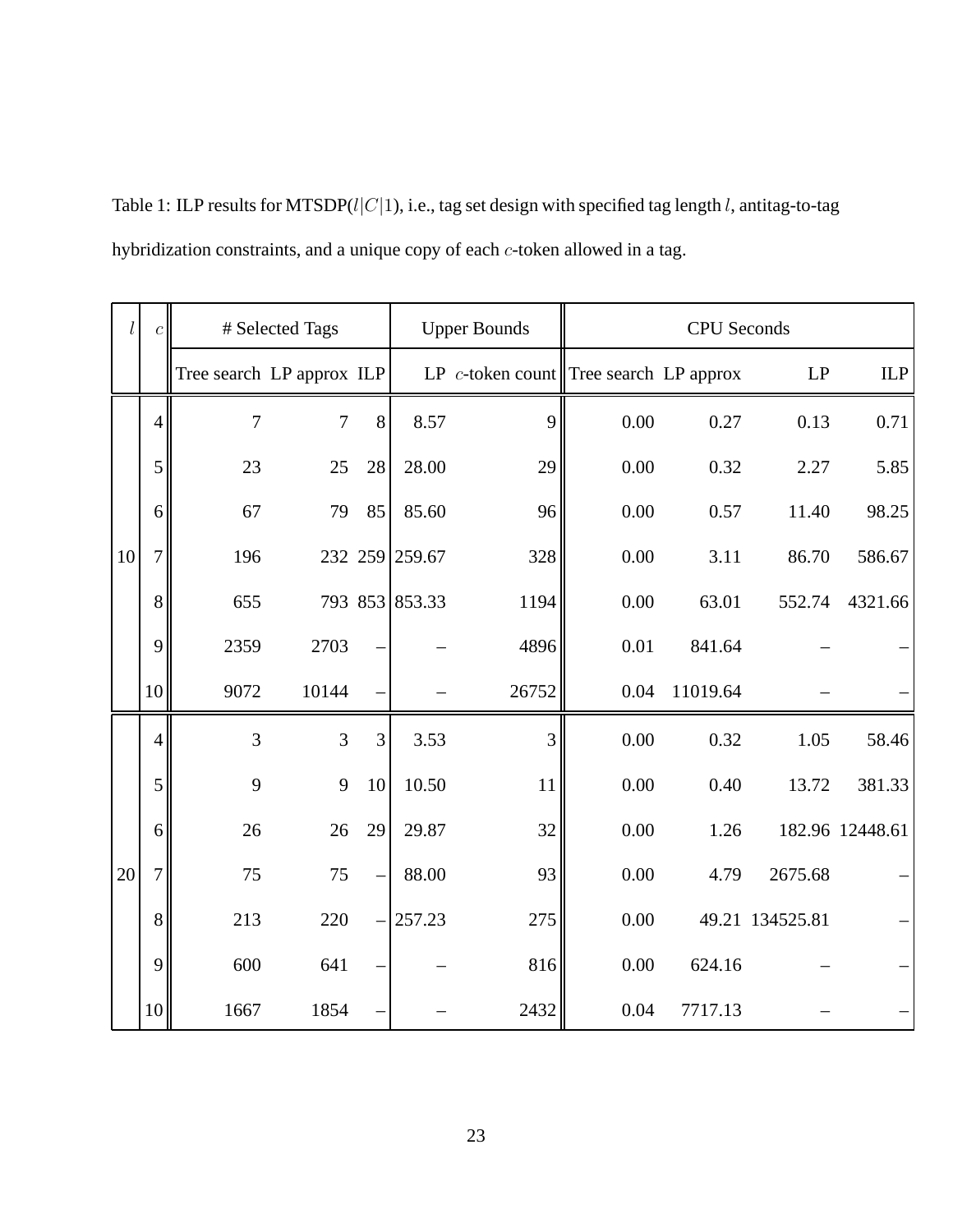Table 1: ILP results for MTSDP($l|C|1$), i.e., tag set design with specified tag length $l$, antitag-to-tag hybridization constraints, and a unique copy of each $c$-token allowed in a tag.

| $l$ | $c$ | # Selected Tags | | | Upper Bounds | | CPU Seconds | | | |
|---|---|---|---|---|---|---|---|---|---|---|
| | | Tree search | LP approx | ILP | LP | $c$-token count | Tree search | LP approx | LP | ILP |
| 10 | 4 | 7 | 7 | 8 | 8.57 | 9 | 0.00 | 0.27 | 0.13 | 0.71 |
| | 5 | 23 | 25 | 28 | 28.00 | 29 | 0.00 | 0.32 | 2.27 | 5.85 |
| | 6 | 67 | 79 | 85 | 85.60 | 96 | 0.00 | 0.57 | 11.40 | 98.25 |
| | 7 | 196 | 232 | 259 | 259.67 | 328 | 0.00 | 3.11 | 86.70 | 586.67 |
| | 8 | 655 | 793 | 853 | 853.33 | 1194 | 0.00 | 63.01 | 552.74 | 4321.66 |
| | 9 | 2359 | 2703 | – | – | 4896 | 0.01 | 841.64 | – | – |
| | 10 | 9072 | 10144 | – | – | 26752 | 0.04 | 11019.64 | – | – |
| 20 | 4 | 3 | 3 | 3 | 3.53 | 3 | 0.00 | 0.32 | 1.05 | 58.46 |
| | 5 | 9 | 9 | 10 | 10.50 | 11 | 0.00 | 0.40 | 13.72 | 381.33 |
| | 6 | 26 | 26 | 29 | 29.87 | 32 | 0.00 | 1.26 | 182.96 | 12448.61 |
| | 7 | 75 | 75 | – | 88.00 | 93 | 0.00 | 4.79 | 2675.68 | – |
| | 8 | 213 | 220 | – | 257.23 | 275 | 0.00 | 49.21 | 134525.81 | – |
| | 9 | 600 | 641 | – | – | 816 | 0.00 | 624.16 | – | – |
| | 10 | 1667 | 1854 | – | – | 2432 | 0.04 | 7717.13 | – | – |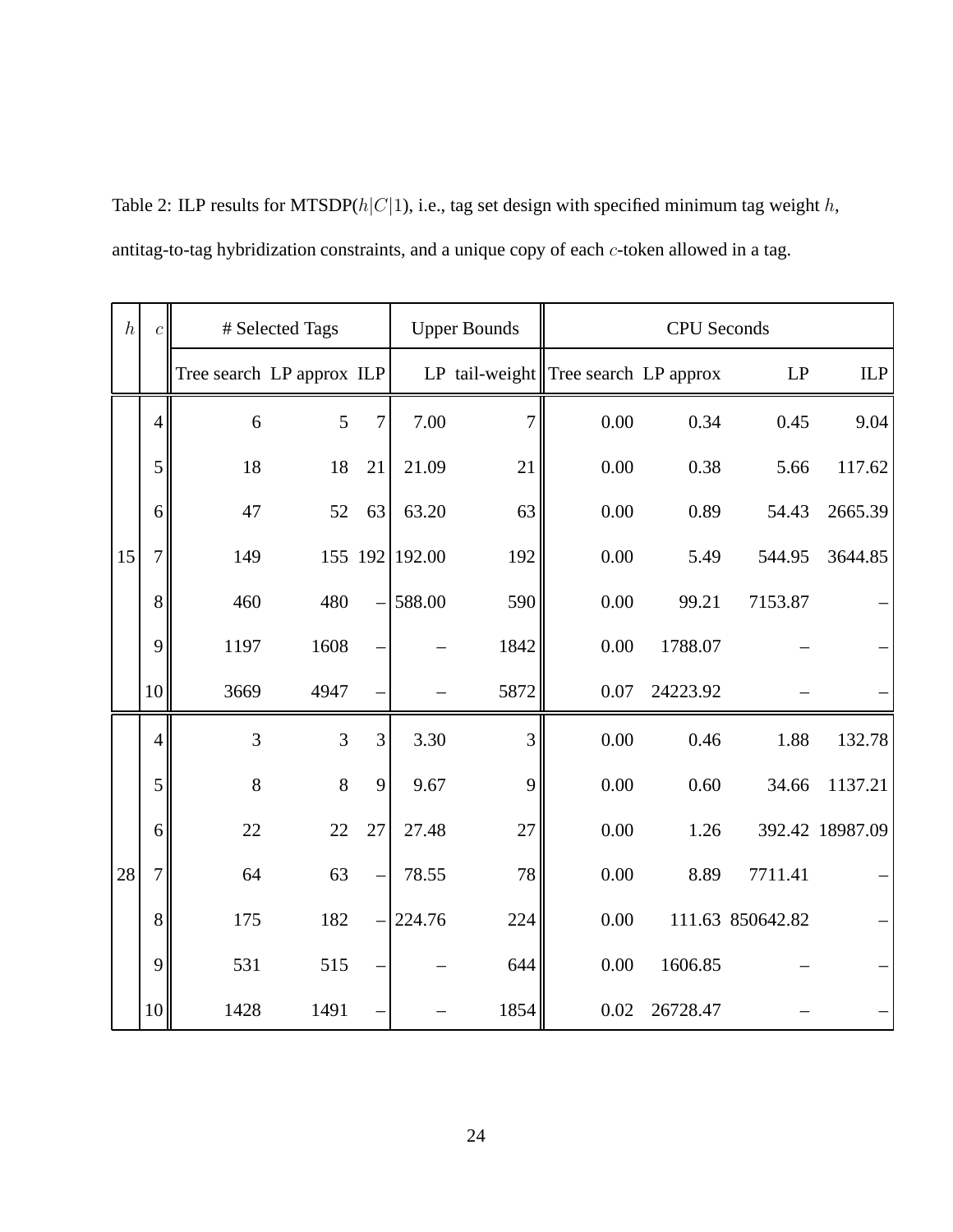Table 2: ILP results for MTSDP($h|C|1$), i.e., tag set design with specified minimum tag weight $h$, antitag-to-tag hybridization constraints, and a unique copy of each $c$-token allowed in a tag.

| $h$ | $c$ | # Selected Tags | | | Upper Bounds | | CPU Seconds | | | |
|---|---|---|---|---|---|---|---|---|---|---|
| | | Tree search | LP approx | ILP | LP | tail-weight | Tree search | LP approx | LP | ILP |
| 15 | 4 | 6 | 5 | 7 | 7.00 | 7 | 0.00 | 0.34 | 0.45 | 9.04 |
| | 5 | 18 | 18 | 21 | 21.09 | 21 | 0.00 | 0.38 | 5.66 | 117.62 |
| | 6 | 47 | 52 | 63 | 63.20 | 63 | 0.00 | 0.89 | 54.43 | 2665.39 |
| | 7 | 149 | 155 | 192 | 192.00 | 192 | 0.00 | 5.49 | 544.95 | 3644.85 |
| | 8 | 460 | 480 | – | 588.00 | 590 | 0.00 | 99.21 | 7153.87 | – |
| | 9 | 1197 | 1608 | – | – | 1842 | 0.00 | 1788.07 | – | – |
| | 10 | 3669 | 4947 | – | – | 5872 | 0.07 | 24223.92 | – | – |
| 28 | 4 | 3 | 3 | 3 | 3.30 | 3 | 0.00 | 0.46 | 1.88 | 132.78 |
| | 5 | 8 | 8 | 9 | 9.67 | 9 | 0.00 | 0.60 | 34.66 | 1137.21 |
| | 6 | 22 | 22 | 27 | 27.48 | 27 | 0.00 | 1.26 | 392.42 | 18987.09 |
| | 7 | 64 | 63 | – | 78.55 | 78 | 0.00 | 8.89 | 7711.41 | – |
| | 8 | 175 | 182 | – | 224.76 | 224 | 0.00 | 111.63 | 850642.82 | – |
| | 9 | 531 | 515 | – | – | 644 | 0.00 | 1606.85 | – | – |
| | 10 | 1428 | 1491 | – | – | 1854 | 0.02 | 26728.47 | – | – |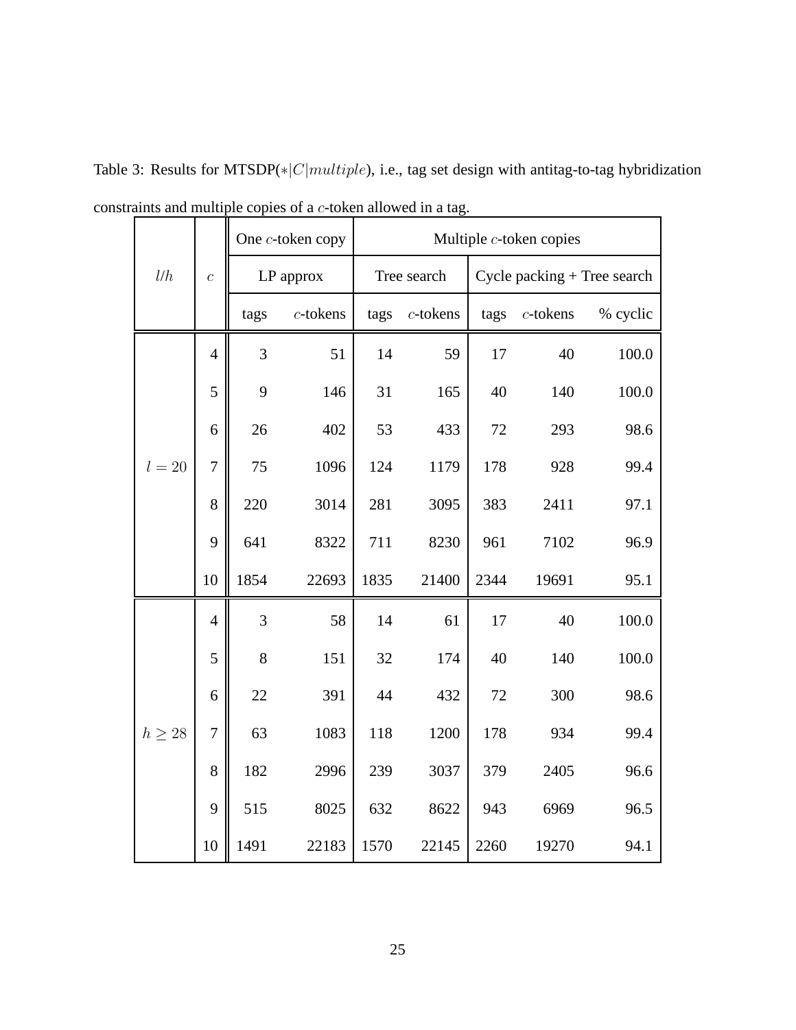Table 3: Results for MTSDP($*|C|multiple$), i.e., tag set design with antitag-to-tag hybridization constraints and multiple copies of a $c$-token allowed in a tag.

| $l/h$ | $c$ | One $c$-token copy | | Multiple $c$-token copies | | | | |
|---|---|---|---|---|---|---|---|---|
| | | LP approx | | Tree search | | Cycle packing + Tree search | | |
| | | tags | $c$-tokens | tags | $c$-tokens | tags | $c$-tokens | % cyclic |
| $l = 20$ | 4 | 3 | 51 | 14 | 59 | 17 | 40 | 100.0 |
| | 5 | 9 | 146 | 31 | 165 | 40 | 140 | 100.0 |
| | 6 | 26 | 402 | 53 | 433 | 72 | 293 | 98.6 |
| | 7 | 75 | 1096 | 124 | 1179 | 178 | 928 | 99.4 |
| | 8 | 220 | 3014 | 281 | 3095 | 383 | 2411 | 97.1 |
| | 9 | 641 | 8322 | 711 | 8230 | 961 | 7102 | 96.9 |
| | 10 | 1854 | 22693 | 1835 | 21400 | 2344 | 19691 | 95.1 |
| $h \geq 28$ | 4 | 3 | 58 | 14 | 61 | 17 | 40 | 100.0 |
| | 5 | 8 | 151 | 32 | 174 | 40 | 140 | 100.0 |
| | 6 | 22 | 391 | 44 | 432 | 72 | 300 | 98.6 |
| | 7 | 63 | 1083 | 118 | 1200 | 178 | 934 | 99.4 |
| | 8 | 182 | 2996 | 239 | 3037 | 379 | 2405 | 96.6 |
| | 9 | 515 | 8025 | 632 | 8622 | 943 | 6969 | 96.5 |
| | 10 | 1491 | 22183 | 1570 | 22145 | 2260 | 19270 | 94.1 |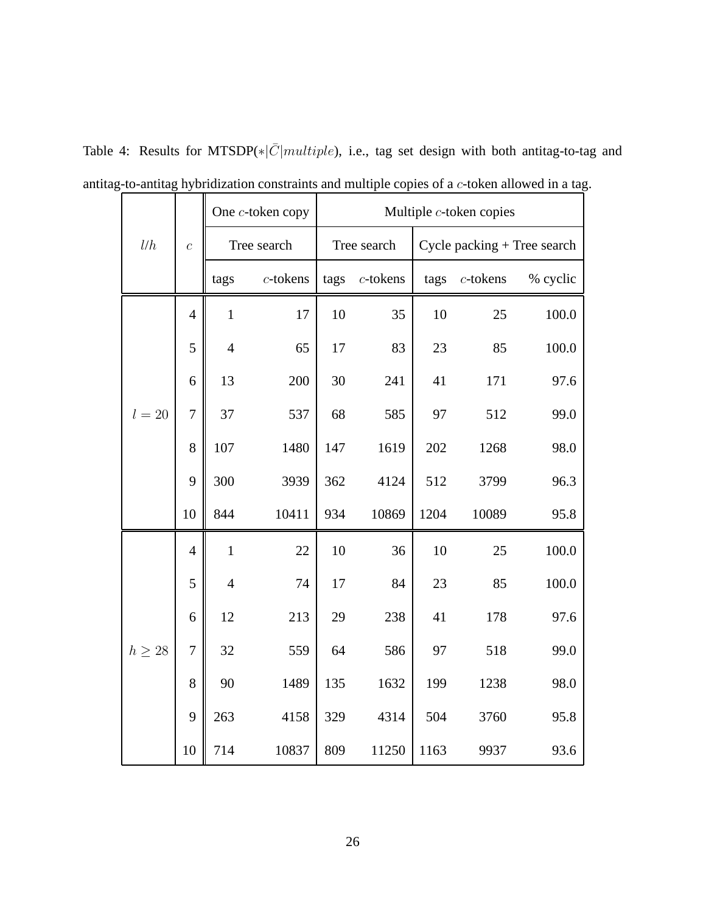Table 4: Results for MTSDP($*|\bar{C}|multiple$), i.e., tag set design with both antitag-to-tag and antitag-to-antitag hybridization constraints and multiple copies of a $c$-token allowed in a tag.

| $l/h$ | $c$ | One $c$-token copy | | Multiple $c$-token copies | | | | |
|---|---|---|---|---|---|---|---|---|
| | | Tree search | | Tree search | | Cycle packing + Tree search | | |
| | | tags | $c$-tokens | tags | $c$-tokens | tags | $c$-tokens | % cyclic |
| $l = 20$ | 4 | 1 | 17 | 10 | 35 | 10 | 25 | 100.0 |
| | 5 | 4 | 65 | 17 | 83 | 23 | 85 | 100.0 |
| | 6 | 13 | 200 | 30 | 241 | 41 | 171 | 97.6 |
| | 7 | 37 | 537 | 68 | 585 | 97 | 512 | 99.0 |
| | 8 | 107 | 1480 | 147 | 1619 | 202 | 1268 | 98.0 |
| | 9 | 300 | 3939 | 362 | 4124 | 512 | 3799 | 96.3 |
| | 10 | 844 | 10411 | 934 | 10869 | 1204 | 10089 | 95.8 |
| $h \geq 28$ | 4 | 1 | 22 | 10 | 36 | 10 | 25 | 100.0 |
| | 5 | 4 | 74 | 17 | 84 | 23 | 85 | 100.0 |
| | 6 | 12 | 213 | 29 | 238 | 41 | 178 | 97.6 |
| | 7 | 32 | 559 | 64 | 586 | 97 | 518 | 99.0 |
| | 8 | 90 | 1489 | 135 | 1632 | 199 | 1238 | 98.0 |
| | 9 | 263 | 4158 | 329 | 4314 | 504 | 3760 | 95.8 |
| | 10 | 714 | 10837 | 809 | 11250 | 1163 | 9937 | 93.6 |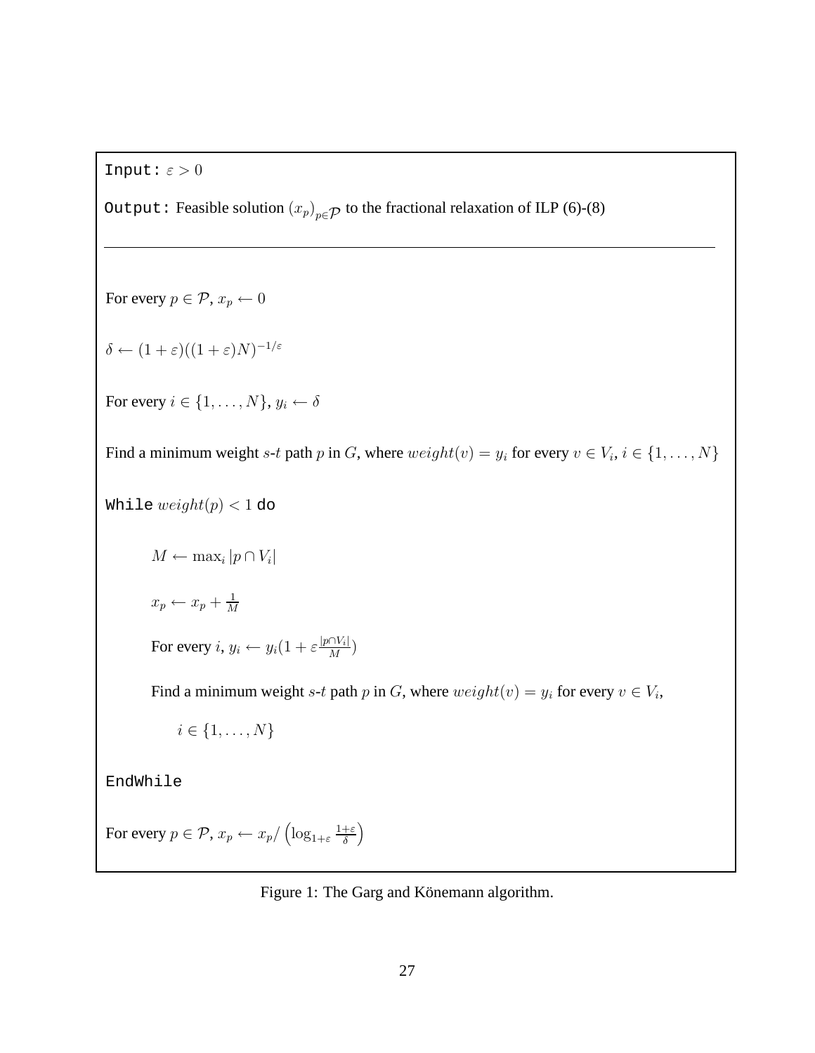Input: $\varepsilon > 0$

Output: Feasible solution $(x_p)_{p \in \mathcal{P}}$ to the fractional relaxation of ILP (6)-(8)

---

For every $p \in \mathcal{P}$, $x_p \leftarrow 0$

$\delta \leftarrow (1+\varepsilon)((1+\varepsilon)N)^{-1/\varepsilon}$

For every $i \in \{1, \ldots, N\}$, $y_i \leftarrow \delta$

Find a minimum weight $s$-$t$ path $p$ in $G$, where $weight(v) = y_i$ for every $v \in V_i$, $i \in \{1, \ldots, N\}$

While $weight(p) < 1$ do

    $M \leftarrow \max_i |p \cap V_i|$

    $x_p \leftarrow x_p + \frac{1}{M}$

    For every $i$, $y_i \leftarrow y_i(1 + \varepsilon \frac{|p \cap V_i|}{M})$

    Find a minimum weight $s$-$t$ path $p$ in $G$, where $weight(v) = y_i$ for every $v \in V_i$,

        $i \in \{1, \ldots, N\}$

EndWhile

For every $p \in \mathcal{P}$, $x_p \leftarrow x_p / \left(\log_{1+\varepsilon} \frac{1+\varepsilon}{\delta}\right)$

Figure 1: The Garg and Könemann algorithm.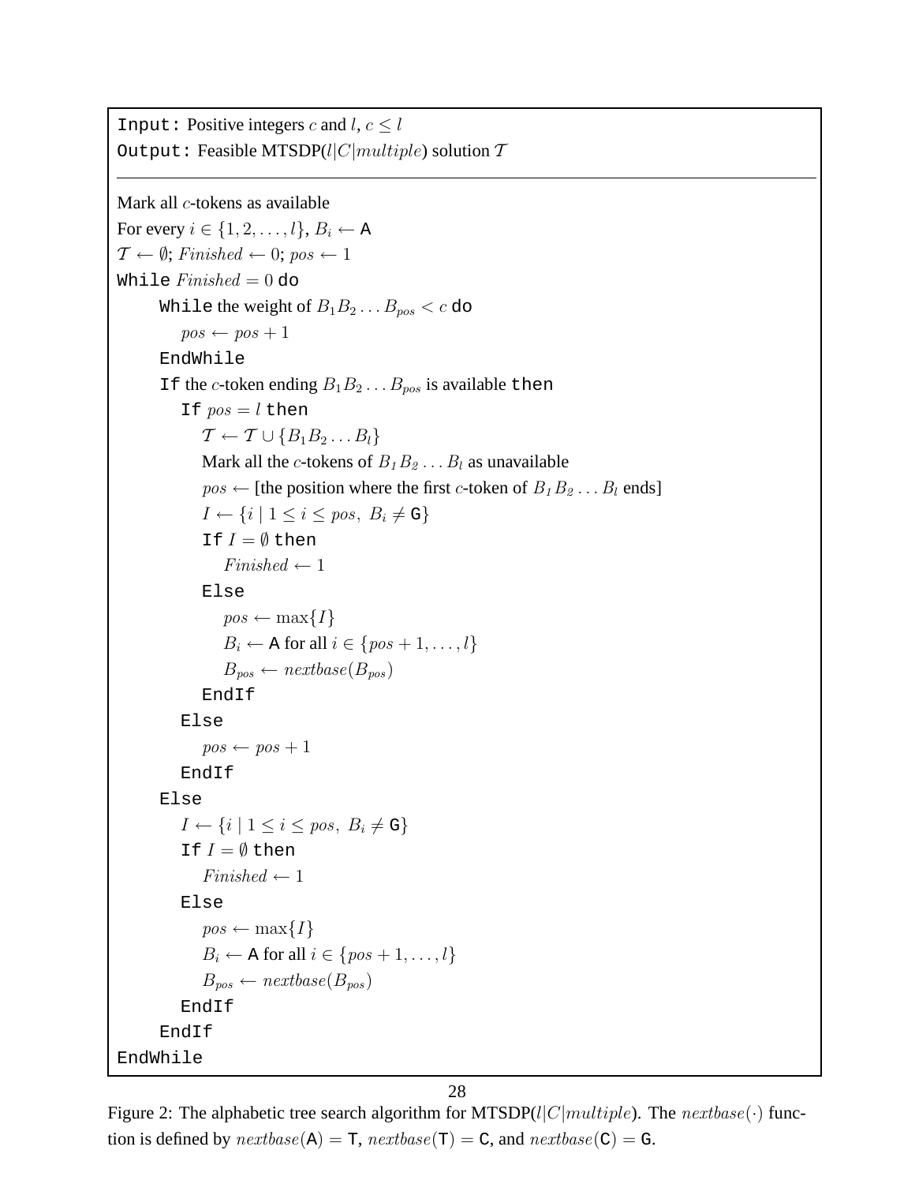```
Input: Positive integers c and l, c ≤ l
Output: Feasible MTSDP(l|C|multiple) solution 𝒯
-----------------------------------------------------------------
Mark all c-tokens as available
For every i ∈ {1, 2, ..., l}, B_i ← A
𝒯 ← ∅; Finished ← 0; pos ← 1
While Finished = 0 do
    While the weight of B_1 B_2 ... B_pos < c do
        pos ← pos + 1
    EndWhile
    If the c-token ending B_1 B_2 ... B_pos is available then
        If pos = l then
            𝒯 ← 𝒯 ∪ {B_1 B_2 ... B_l}
            Mark all the c-tokens of B_1 B_2 ... B_l as unavailable
            pos ← [the position where the first c-token of B_1 B_2 ... B_l ends]
            I ← {i | 1 ≤ i ≤ pos, B_i ≠ G}
            If I = ∅ then
                Finished ← 1
            Else
                pos ← max{I}
                B_i ← A for all i ∈ {pos + 1, ..., l}
                B_pos ← nextbase(B_pos)
            EndIf
        Else
            pos ← pos + 1
        EndIf
    Else
        I ← {i | 1 ≤ i ≤ pos, B_i ≠ G}
        If I = ∅ then
            Finished ← 1
        Else
            pos ← max{I}
            B_i ← A for all i ∈ {pos + 1, ..., l}
            B_pos ← nextbase(B_pos)
        EndIf
    EndIf
EndWhile
```

Figure 2: The alphabetic tree search algorithm for MTSDP($l|C|multiple$). The $nextbase(\cdot)$ function is defined by $nextbase(\mathtt{A}) = \mathtt{T}$, $nextbase(\mathtt{T}) = \mathtt{C}$, and $nextbase(\mathtt{C}) = \mathtt{G}$.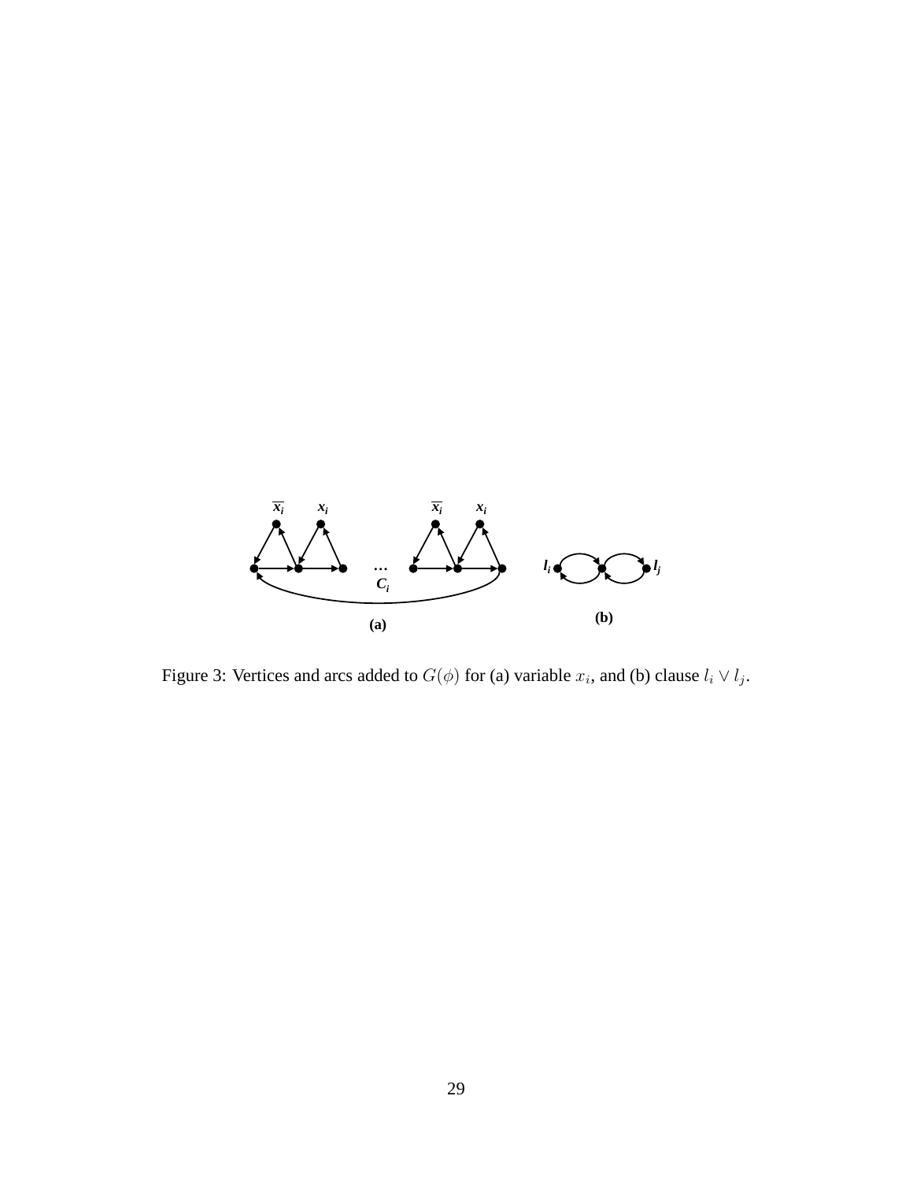$\overline{x_i}$ $x_i$ $\overline{x_i}$ $x_i$

...

$C_i$

(a)

$l_i$ $l_j$

(b)

Figure 3: Vertices and arcs added to $G(\phi)$ for (a) variable $x_i$, and (b) clause $l_i \vee l_j$.